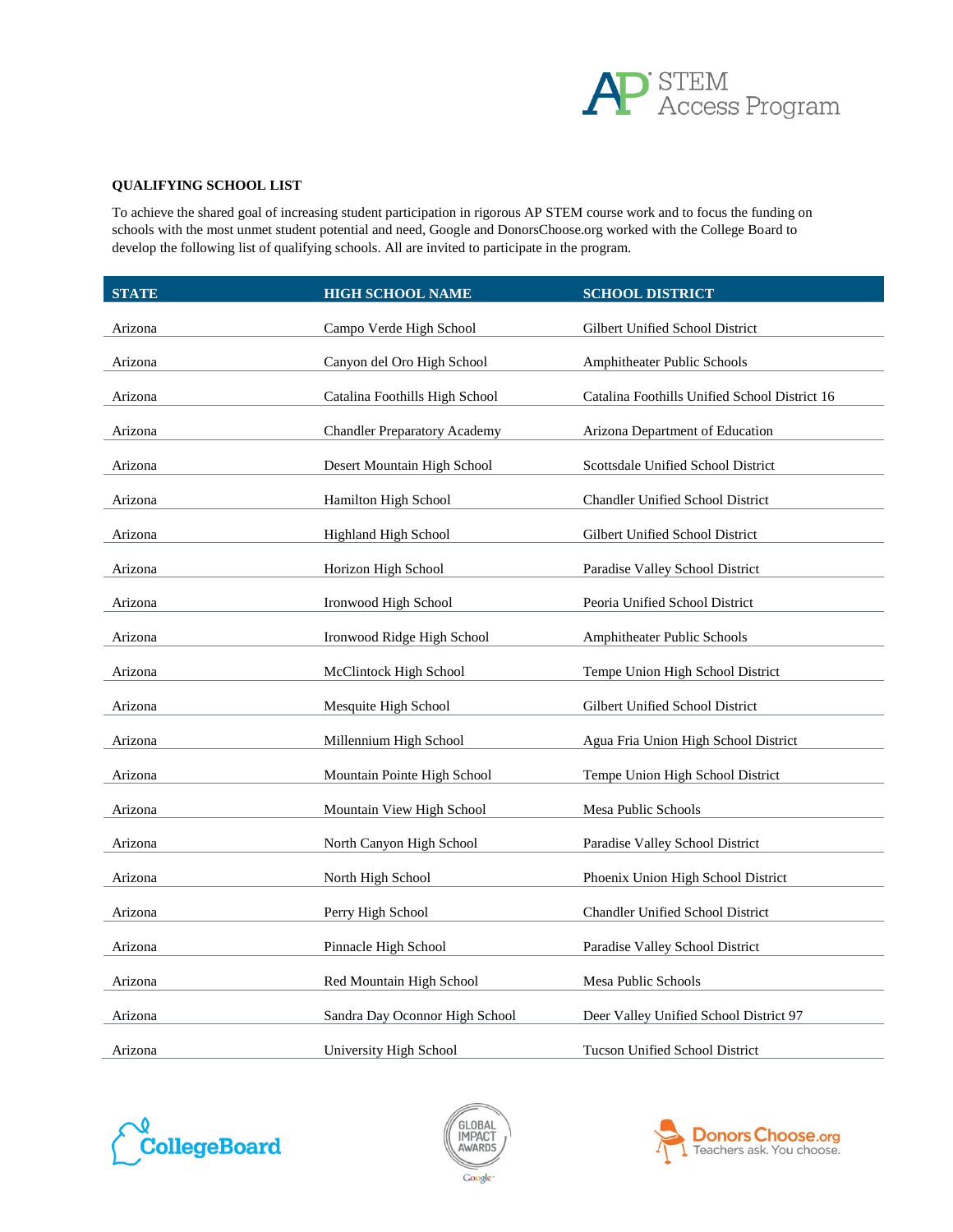## QUALIFYING SCHOOL LIST

To achieve the shared goal of increasing student participation in rigorous AP STEM course work and to focus the funding on schools with the most unmet student potential and need, Google and DonorsChoose.org worked with the College Board to develop the following list of qualifying schools. All are invited to participate in the program.

| STATE | HIGH SCHOOL NAME | SCHOOL DISTRICT |
|---|---|---|
| Arizona | Campo Verde High School | Gilbert Unified School District |
| Arizona | Canyon del Oro High School | Amphitheater Public Schools |
| Arizona | Catalina Foothills High School | Catalina Foothills Unified School District 16 |
| Arizona | Chandler Preparatory Academy | Arizona Department of Education |
| Arizona | Desert Mountain High School | Scottsdale Unified School District |
| Arizona | Hamilton High School | Chandler Unified School District |
| Arizona | Highland High School | Gilbert Unified School District |
| Arizona | Horizon High School | Paradise Valley School District |
| Arizona | Ironwood High School | Peoria Unified School District |
| Arizona | Ironwood Ridge High School | Amphitheater Public Schools |
| Arizona | McClintock High School | Tempe Union High School District |
| Arizona | Mesquite High School | Gilbert Unified School District |
| Arizona | Millennium High School | Agua Fria Union High School District |
| Arizona | Mountain Pointe High School | Tempe Union High School District |
| Arizona | Mountain View High School | Mesa Public Schools |
| Arizona | North Canyon High School | Paradise Valley School District |
| Arizona | North High School | Phoenix Union High School District |
| Arizona | Perry High School | Chandler Unified School District |
| Arizona | Pinnacle High School | Paradise Valley School District |
| Arizona | Red Mountain High School | Mesa Public Schools |
| Arizona | Sandra Day Oconnor High School | Deer Valley Unified School District 97 |
| Arizona | University High School | Tucson Unified School District |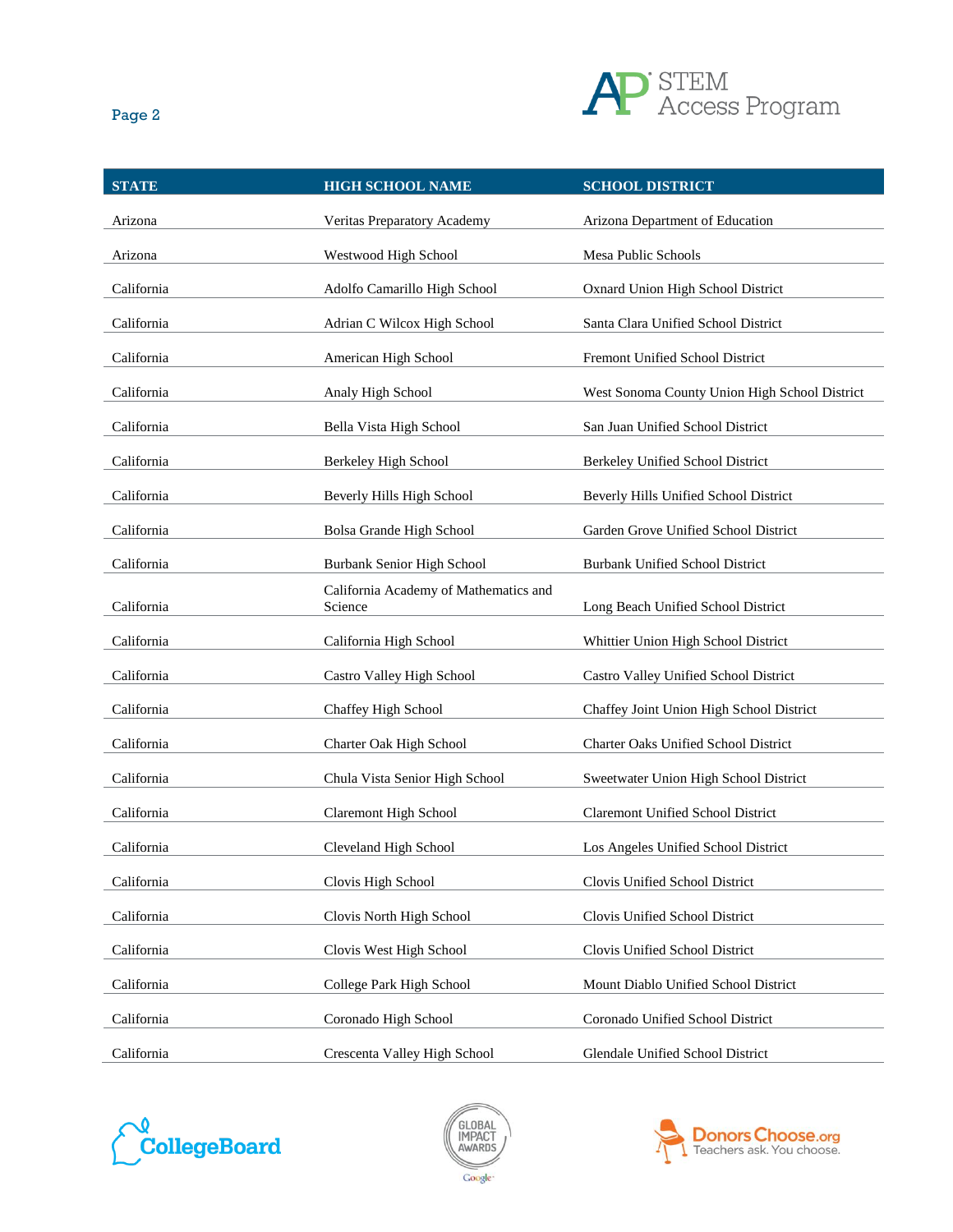| STATE | HIGH SCHOOL NAME | SCHOOL DISTRICT |
| --- | --- | --- |
| Arizona | Veritas Preparatory Academy | Arizona Department of Education |
| Arizona | Westwood High School | Mesa Public Schools |
| California | Adolfo Camarillo High School | Oxnard Union High School District |
| California | Adrian C Wilcox High School | Santa Clara Unified School District |
| California | American High School | Fremont Unified School District |
| California | Analy High School | West Sonoma County Union High School District |
| California | Bella Vista High School | San Juan Unified School District |
| California | Berkeley High School | Berkeley Unified School District |
| California | Beverly Hills High School | Beverly Hills Unified School District |
| California | Bolsa Grande High School | Garden Grove Unified School District |
| California | Burbank Senior High School | Burbank Unified School District |
| California | California Academy of Mathematics and Science | Long Beach Unified School District |
| California | California High School | Whittier Union High School District |
| California | Castro Valley High School | Castro Valley Unified School District |
| California | Chaffey High School | Chaffey Joint Union High School District |
| California | Charter Oak High School | Charter Oaks Unified School District |
| California | Chula Vista Senior High School | Sweetwater Union High School District |
| California | Claremont High School | Claremont Unified School District |
| California | Cleveland High School | Los Angeles Unified School District |
| California | Clovis High School | Clovis Unified School District |
| California | Clovis North High School | Clovis Unified School District |
| California | Clovis West High School | Clovis Unified School District |
| California | College Park High School | Mount Diablo Unified School District |
| California | Coronado High School | Coronado Unified School District |
| California | Crescenta Valley High School | Glendale Unified School District |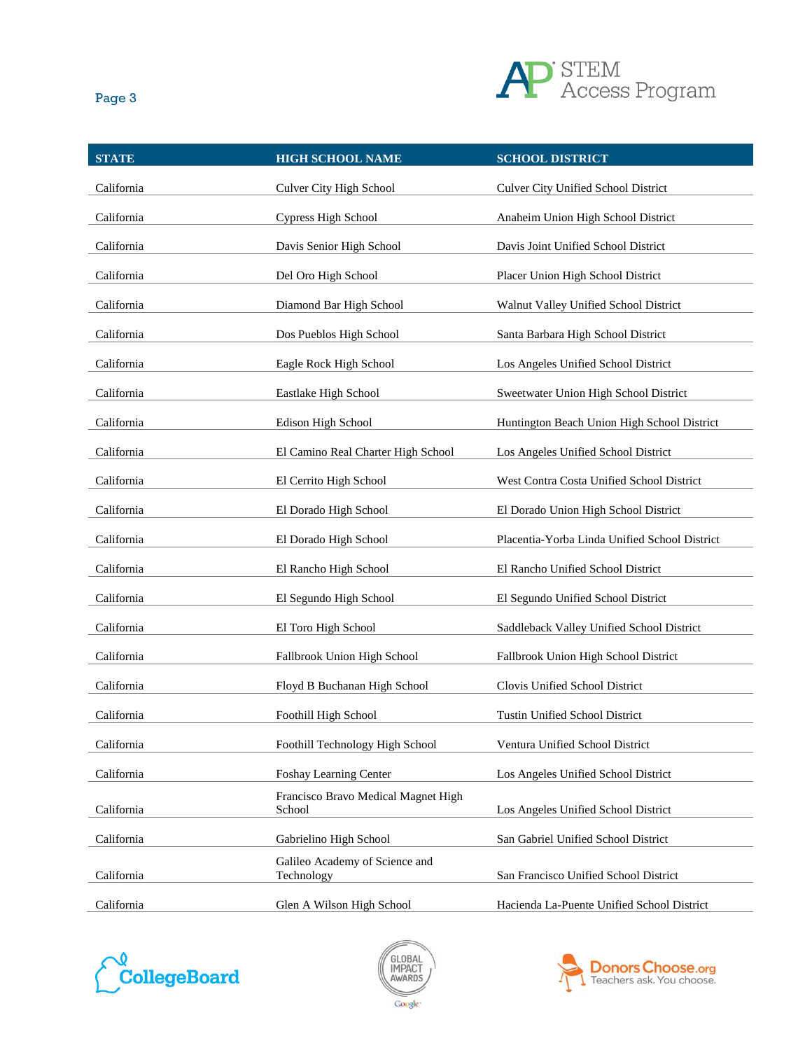| STATE | HIGH SCHOOL NAME | SCHOOL DISTRICT |
| --- | --- | --- |
| California | Culver City High School | Culver City Unified School District |
| California | Cypress High School | Anaheim Union High School District |
| California | Davis Senior High School | Davis Joint Unified School District |
| California | Del Oro High School | Placer Union High School District |
| California | Diamond Bar High School | Walnut Valley Unified School District |
| California | Dos Pueblos High School | Santa Barbara High School District |
| California | Eagle Rock High School | Los Angeles Unified School District |
| California | Eastlake High School | Sweetwater Union High School District |
| California | Edison High School | Huntington Beach Union High School District |
| California | El Camino Real Charter High School | Los Angeles Unified School District |
| California | El Cerrito High School | West Contra Costa Unified School District |
| California | El Dorado High School | El Dorado Union High School District |
| California | El Dorado High School | Placentia-Yorba Linda Unified School District |
| California | El Rancho High School | El Rancho Unified School District |
| California | El Segundo High School | El Segundo Unified School District |
| California | El Toro High School | Saddleback Valley Unified School District |
| California | Fallbrook Union High School | Fallbrook Union High School District |
| California | Floyd B Buchanan High School | Clovis Unified School District |
| California | Foothill High School | Tustin Unified School District |
| California | Foothill Technology High School | Ventura Unified School District |
| California | Foshay Learning Center | Los Angeles Unified School District |
| California | Francisco Bravo Medical Magnet High School | Los Angeles Unified School District |
| California | Gabrielino High School | San Gabriel Unified School District |
| California | Galileo Academy of Science and Technology | San Francisco Unified School District |
| California | Glen A Wilson High School | Hacienda La-Puente Unified School District |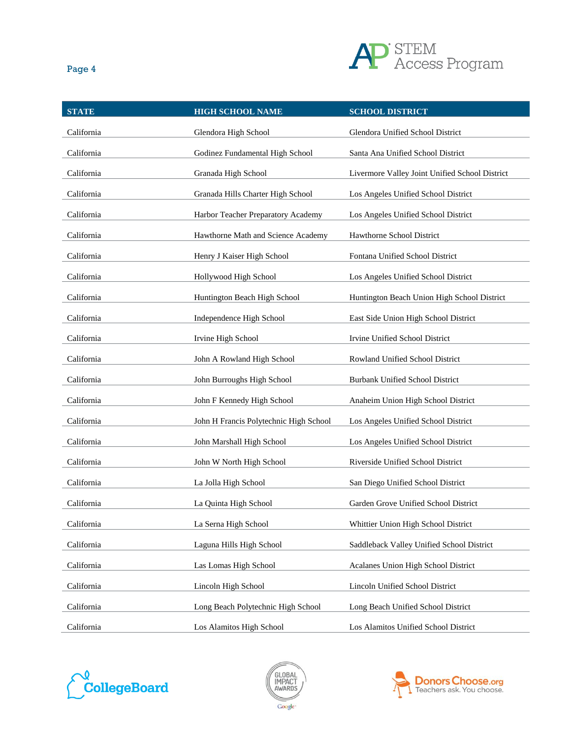| STATE | HIGH SCHOOL NAME | SCHOOL DISTRICT |
|---|---|---|
| California | Glendora High School | Glendora Unified School District |
| California | Godinez Fundamental High School | Santa Ana Unified School District |
| California | Granada High School | Livermore Valley Joint Unified School District |
| California | Granada Hills Charter High School | Los Angeles Unified School District |
| California | Harbor Teacher Preparatory Academy | Los Angeles Unified School District |
| California | Hawthorne Math and Science Academy | Hawthorne School District |
| California | Henry J Kaiser High School | Fontana Unified School District |
| California | Hollywood High School | Los Angeles Unified School District |
| California | Huntington Beach High School | Huntington Beach Union High School District |
| California | Independence High School | East Side Union High School District |
| California | Irvine High School | Irvine Unified School District |
| California | John A Rowland High School | Rowland Unified School District |
| California | John Burroughs High School | Burbank Unified School District |
| California | John F Kennedy High School | Anaheim Union High School District |
| California | John H Francis Polytechnic High School | Los Angeles Unified School District |
| California | John Marshall High School | Los Angeles Unified School District |
| California | John W North High School | Riverside Unified School District |
| California | La Jolla High School | San Diego Unified School District |
| California | La Quinta High School | Garden Grove Unified School District |
| California | La Serna High School | Whittier Union High School District |
| California | Laguna Hills High School | Saddleback Valley Unified School District |
| California | Las Lomas High School | Acalanes Union High School District |
| California | Lincoln High School | Lincoln Unified School District |
| California | Long Beach Polytechnic High School | Long Beach Unified School District |
| California | Los Alamitos High School | Los Alamitos Unified School District |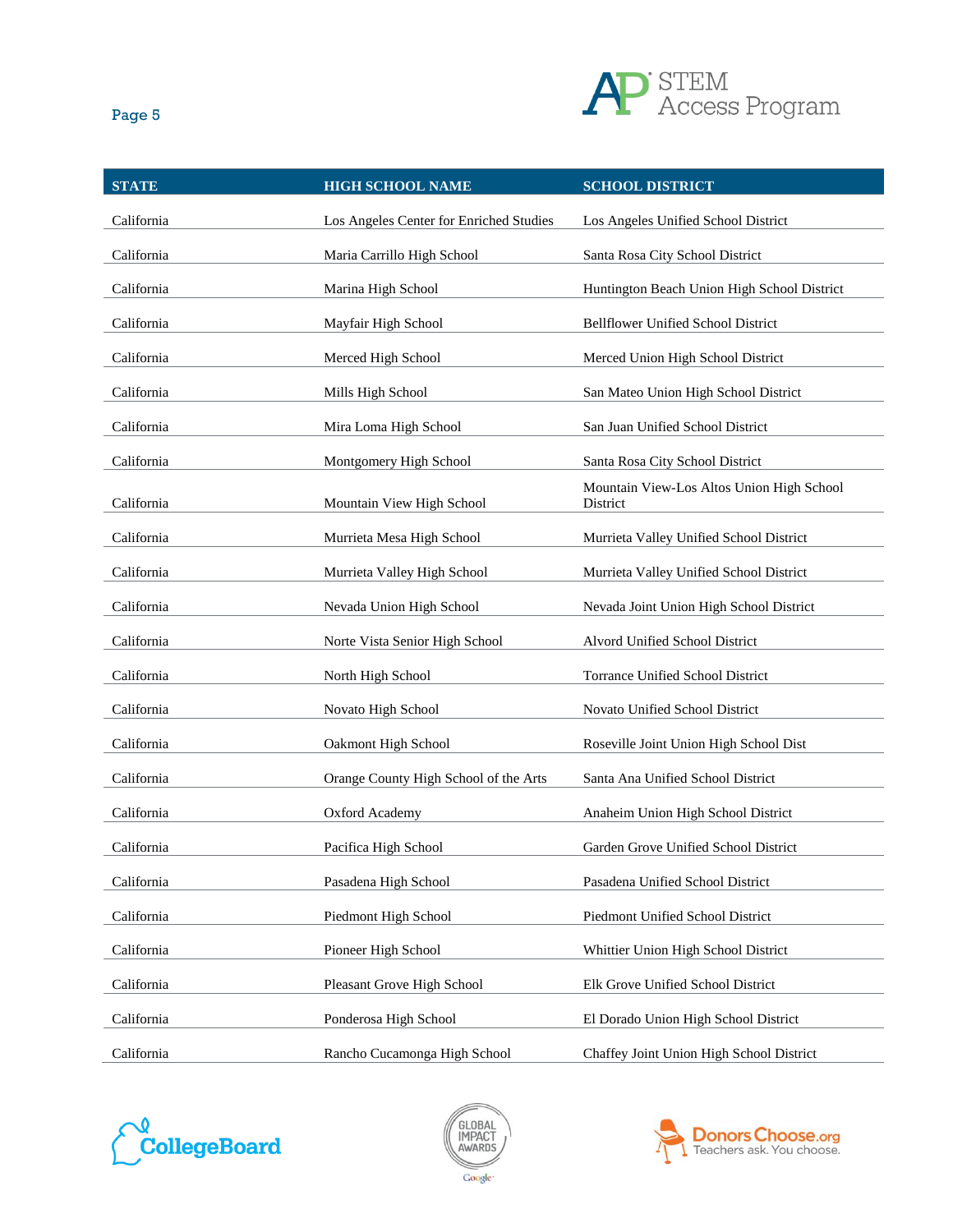| STATE | HIGH SCHOOL NAME | SCHOOL DISTRICT |
|---|---|---|
| California | Los Angeles Center for Enriched Studies | Los Angeles Unified School District |
| California | Maria Carrillo High School | Santa Rosa City School District |
| California | Marina High School | Huntington Beach Union High School District |
| California | Mayfair High School | Bellflower Unified School District |
| California | Merced High School | Merced Union High School District |
| California | Mills High School | San Mateo Union High School District |
| California | Mira Loma High School | San Juan Unified School District |
| California | Montgomery High School | Santa Rosa City School District |
| California | Mountain View High School | Mountain View-Los Altos Union High School District |
| California | Murrieta Mesa High School | Murrieta Valley Unified School District |
| California | Murrieta Valley High School | Murrieta Valley Unified School District |
| California | Nevada Union High School | Nevada Joint Union High School District |
| California | Norte Vista Senior High School | Alvord Unified School District |
| California | North High School | Torrance Unified School District |
| California | Novato High School | Novato Unified School District |
| California | Oakmont High School | Roseville Joint Union High School Dist |
| California | Orange County High School of the Arts | Santa Ana Unified School District |
| California | Oxford Academy | Anaheim Union High School District |
| California | Pacifica High School | Garden Grove Unified School District |
| California | Pasadena High School | Pasadena Unified School District |
| California | Piedmont High School | Piedmont Unified School District |
| California | Pioneer High School | Whittier Union High School District |
| California | Pleasant Grove High School | Elk Grove Unified School District |
| California | Ponderosa High School | El Dorado Union High School District |
| California | Rancho Cucamonga High School | Chaffey Joint Union High School District |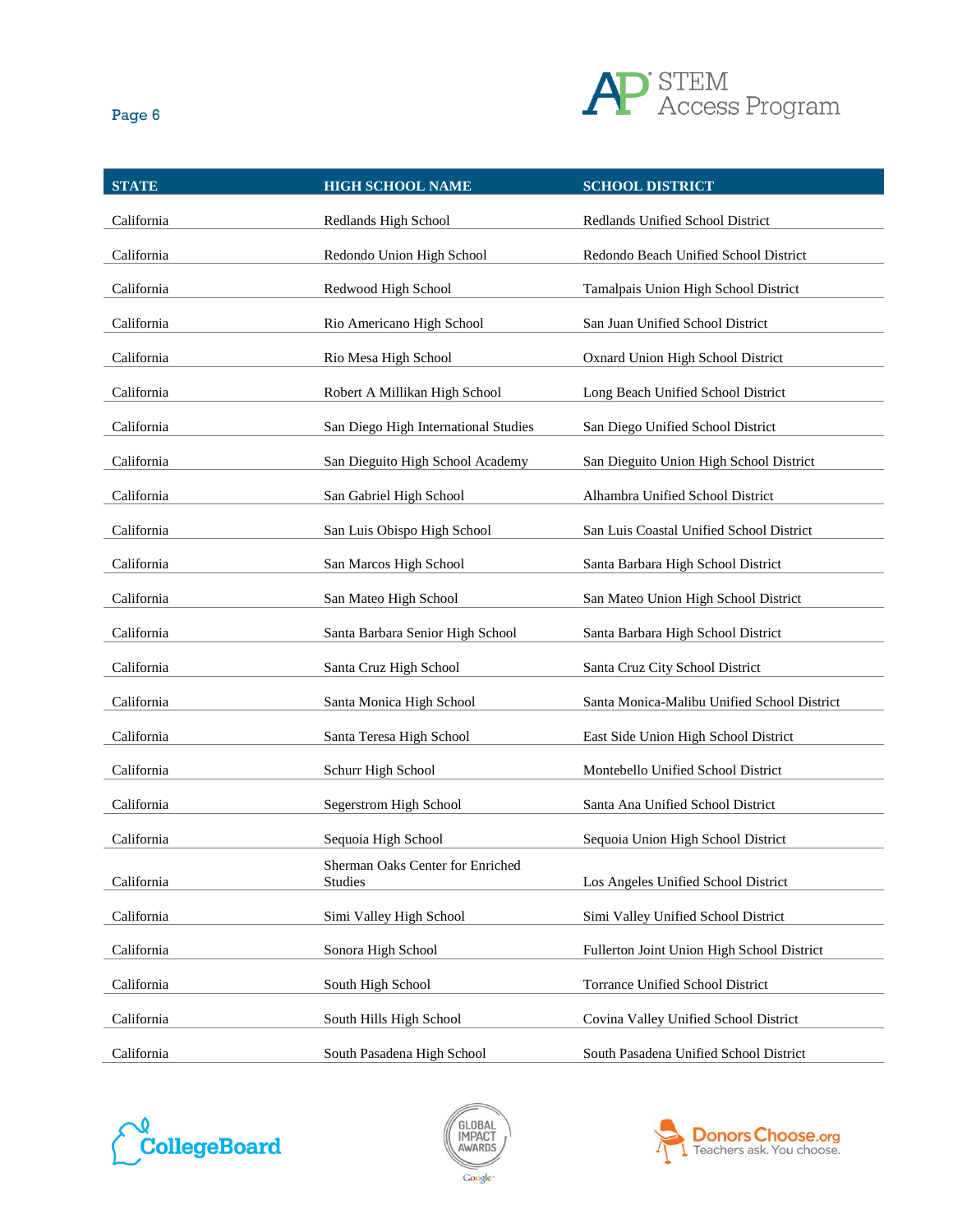| STATE | HIGH SCHOOL NAME | SCHOOL DISTRICT |
|---|---|---|
| California | Redlands High School | Redlands Unified School District |
| California | Redondo Union High School | Redondo Beach Unified School District |
| California | Redwood High School | Tamalpais Union High School District |
| California | Rio Americano High School | San Juan Unified School District |
| California | Rio Mesa High School | Oxnard Union High School District |
| California | Robert A Millikan High School | Long Beach Unified School District |
| California | San Diego High International Studies | San Diego Unified School District |
| California | San Dieguito High School Academy | San Dieguito Union High School District |
| California | San Gabriel High School | Alhambra Unified School District |
| California | San Luis Obispo High School | San Luis Coastal Unified School District |
| California | San Marcos High School | Santa Barbara High School District |
| California | San Mateo High School | San Mateo Union High School District |
| California | Santa Barbara Senior High School | Santa Barbara High School District |
| California | Santa Cruz High School | Santa Cruz City School District |
| California | Santa Monica High School | Santa Monica-Malibu Unified School District |
| California | Santa Teresa High School | East Side Union High School District |
| California | Schurr High School | Montebello Unified School District |
| California | Segerstrom High School | Santa Ana Unified School District |
| California | Sequoia High School | Sequoia Union High School District |
| California | Sherman Oaks Center for Enriched Studies | Los Angeles Unified School District |
| California | Simi Valley High School | Simi Valley Unified School District |
| California | Sonora High School | Fullerton Joint Union High School District |
| California | South High School | Torrance Unified School District |
| California | South Hills High School | Covina Valley Unified School District |
| California | South Pasadena High School | South Pasadena Unified School District |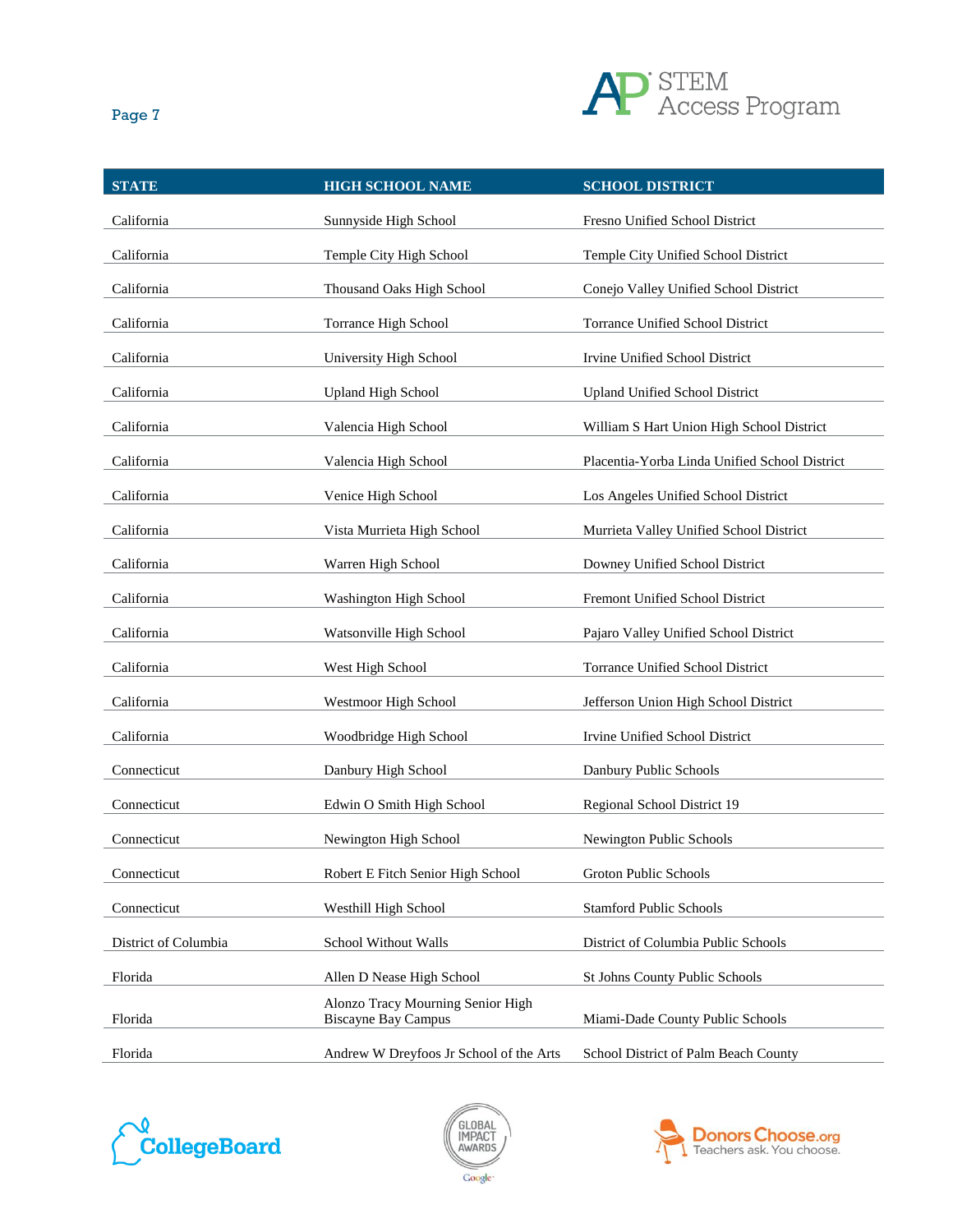| STATE | HIGH SCHOOL NAME | SCHOOL DISTRICT |
|---|---|---|
| California | Sunnyside High School | Fresno Unified School District |
| California | Temple City High School | Temple City Unified School District |
| California | Thousand Oaks High School | Conejo Valley Unified School District |
| California | Torrance High School | Torrance Unified School District |
| California | University High School | Irvine Unified School District |
| California | Upland High School | Upland Unified School District |
| California | Valencia High School | William S Hart Union High School District |
| California | Valencia High School | Placentia-Yorba Linda Unified School District |
| California | Venice High School | Los Angeles Unified School District |
| California | Vista Murrieta High School | Murrieta Valley Unified School District |
| California | Warren High School | Downey Unified School District |
| California | Washington High School | Fremont Unified School District |
| California | Watsonville High School | Pajaro Valley Unified School District |
| California | West High School | Torrance Unified School District |
| California | Westmoor High School | Jefferson Union High School District |
| California | Woodbridge High School | Irvine Unified School District |
| Connecticut | Danbury High School | Danbury Public Schools |
| Connecticut | Edwin O Smith High School | Regional School District 19 |
| Connecticut | Newington High School | Newington Public Schools |
| Connecticut | Robert E Fitch Senior High School | Groton Public Schools |
| Connecticut | Westhill High School | Stamford Public Schools |
| District of Columbia | School Without Walls | District of Columbia Public Schools |
| Florida | Allen D Nease High School | St Johns County Public Schools |
| Florida | Alonzo Tracy Mourning Senior High Biscayne Bay Campus | Miami-Dade County Public Schools |
| Florida | Andrew W Dreyfoos Jr School of the Arts | School District of Palm Beach County |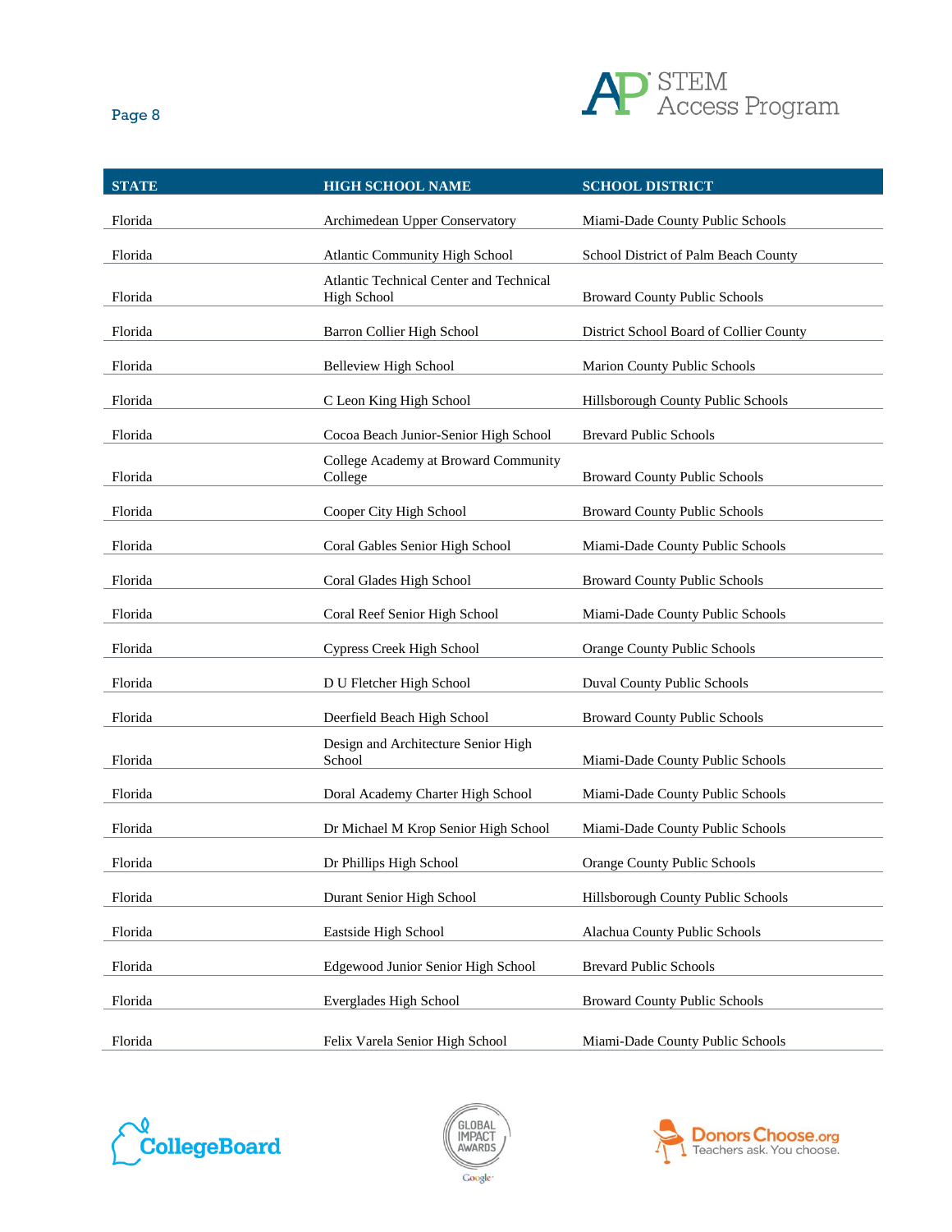| STATE | HIGH SCHOOL NAME | SCHOOL DISTRICT |
|---|---|---|
| Florida | Archimedean Upper Conservatory | Miami-Dade County Public Schools |
| Florida | Atlantic Community High School | School District of Palm Beach County |
| Florida | Atlantic Technical Center and Technical High School | Broward County Public Schools |
| Florida | Barron Collier High School | District School Board of Collier County |
| Florida | Belleview High School | Marion County Public Schools |
| Florida | C Leon King High School | Hillsborough County Public Schools |
| Florida | Cocoa Beach Junior-Senior High School | Brevard Public Schools |
| Florida | College Academy at Broward Community College | Broward County Public Schools |
| Florida | Cooper City High School | Broward County Public Schools |
| Florida | Coral Gables Senior High School | Miami-Dade County Public Schools |
| Florida | Coral Glades High School | Broward County Public Schools |
| Florida | Coral Reef Senior High School | Miami-Dade County Public Schools |
| Florida | Cypress Creek High School | Orange County Public Schools |
| Florida | D U Fletcher High School | Duval County Public Schools |
| Florida | Deerfield Beach High School | Broward County Public Schools |
| Florida | Design and Architecture Senior High School | Miami-Dade County Public Schools |
| Florida | Doral Academy Charter High School | Miami-Dade County Public Schools |
| Florida | Dr Michael M Krop Senior High School | Miami-Dade County Public Schools |
| Florida | Dr Phillips High School | Orange County Public Schools |
| Florida | Durant Senior High School | Hillsborough County Public Schools |
| Florida | Eastside High School | Alachua County Public Schools |
| Florida | Edgewood Junior Senior High School | Brevard Public Schools |
| Florida | Everglades High School | Broward County Public Schools |
| Florida | Felix Varela Senior High School | Miami-Dade County Public Schools |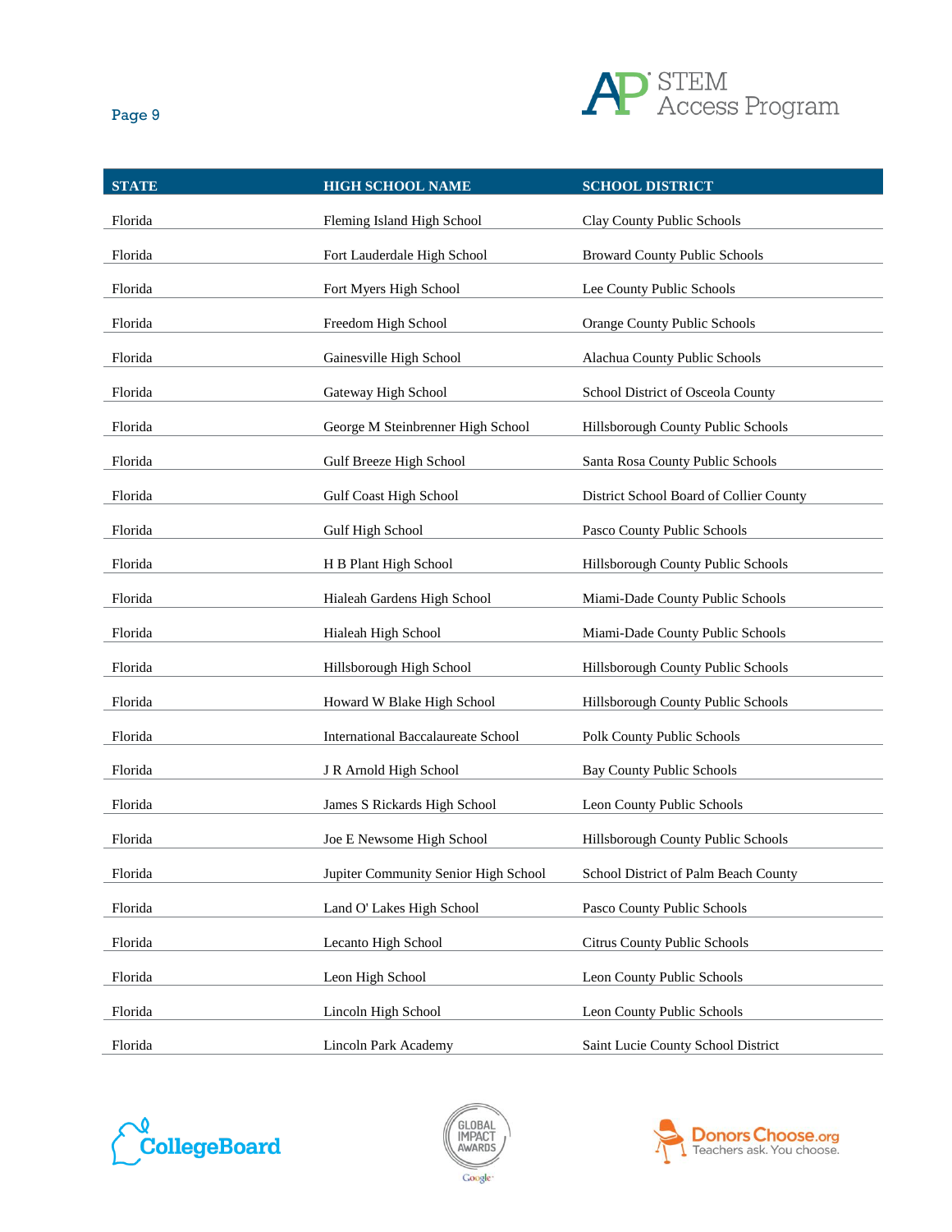| STATE | HIGH SCHOOL NAME | SCHOOL DISTRICT |
| --- | --- | --- |
| Florida | Fleming Island High School | Clay County Public Schools |
| Florida | Fort Lauderdale High School | Broward County Public Schools |
| Florida | Fort Myers High School | Lee County Public Schools |
| Florida | Freedom High School | Orange County Public Schools |
| Florida | Gainesville High School | Alachua County Public Schools |
| Florida | Gateway High School | School District of Osceola County |
| Florida | George M Steinbrenner High School | Hillsborough County Public Schools |
| Florida | Gulf Breeze High School | Santa Rosa County Public Schools |
| Florida | Gulf Coast High School | District School Board of Collier County |
| Florida | Gulf High School | Pasco County Public Schools |
| Florida | H B Plant High School | Hillsborough County Public Schools |
| Florida | Hialeah Gardens High School | Miami-Dade County Public Schools |
| Florida | Hialeah High School | Miami-Dade County Public Schools |
| Florida | Hillsborough High School | Hillsborough County Public Schools |
| Florida | Howard W Blake High School | Hillsborough County Public Schools |
| Florida | International Baccalaureate School | Polk County Public Schools |
| Florida | J R Arnold High School | Bay County Public Schools |
| Florida | James S Rickards High School | Leon County Public Schools |
| Florida | Joe E Newsome High School | Hillsborough County Public Schools |
| Florida | Jupiter Community Senior High School | School District of Palm Beach County |
| Florida | Land O' Lakes High School | Pasco County Public Schools |
| Florida | Lecanto High School | Citrus County Public Schools |
| Florida | Leon High School | Leon County Public Schools |
| Florida | Lincoln High School | Leon County Public Schools |
| Florida | Lincoln Park Academy | Saint Lucie County School District |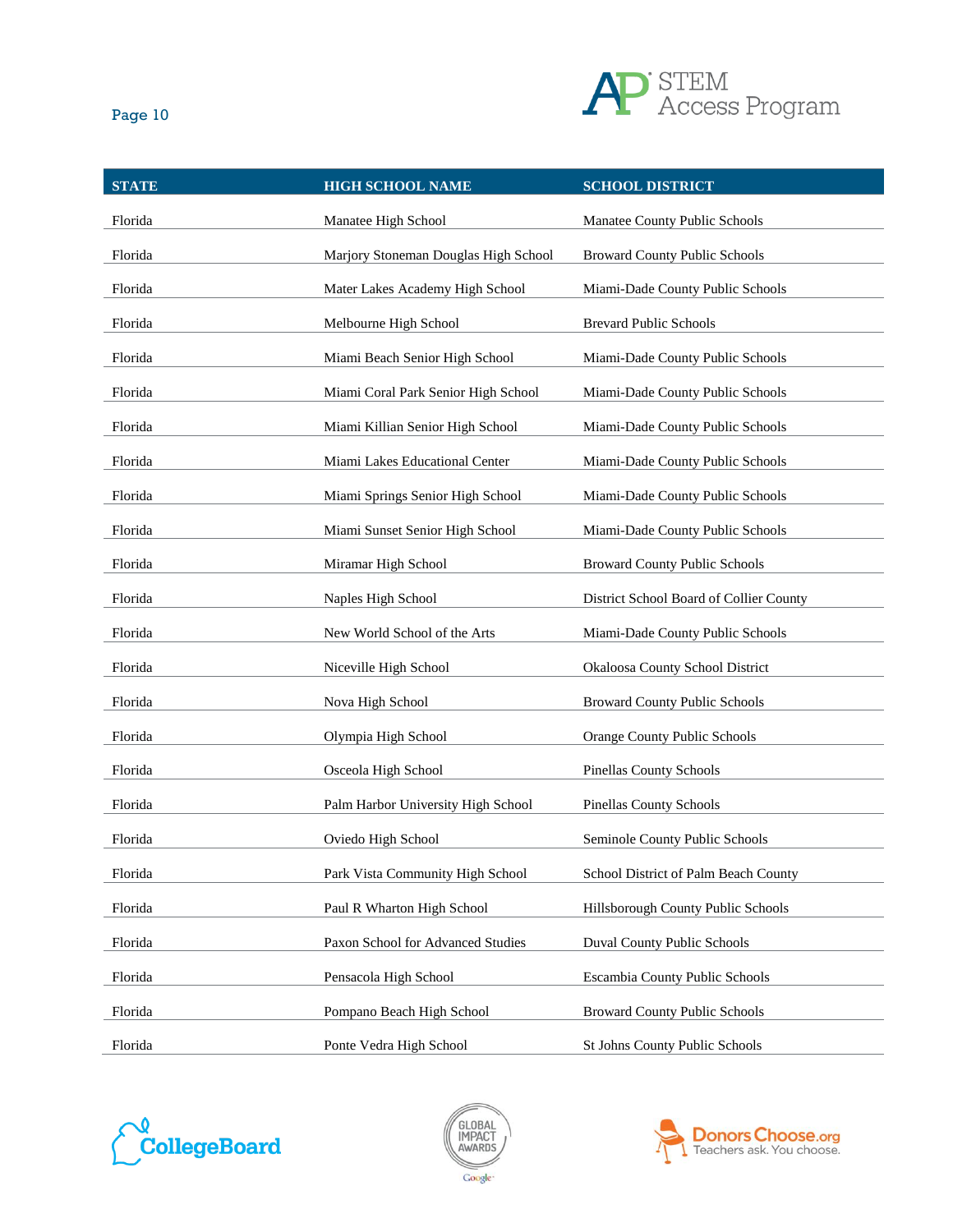| STATE | HIGH SCHOOL NAME | SCHOOL DISTRICT |
| --- | --- | --- |
| Florida | Manatee High School | Manatee County Public Schools |
| Florida | Marjory Stoneman Douglas High School | Broward County Public Schools |
| Florida | Mater Lakes Academy High School | Miami-Dade County Public Schools |
| Florida | Melbourne High School | Brevard Public Schools |
| Florida | Miami Beach Senior High School | Miami-Dade County Public Schools |
| Florida | Miami Coral Park Senior High School | Miami-Dade County Public Schools |
| Florida | Miami Killian Senior High School | Miami-Dade County Public Schools |
| Florida | Miami Lakes Educational Center | Miami-Dade County Public Schools |
| Florida | Miami Springs Senior High School | Miami-Dade County Public Schools |
| Florida | Miami Sunset Senior High School | Miami-Dade County Public Schools |
| Florida | Miramar High School | Broward County Public Schools |
| Florida | Naples High School | District School Board of Collier County |
| Florida | New World School of the Arts | Miami-Dade County Public Schools |
| Florida | Niceville High School | Okaloosa County School District |
| Florida | Nova High School | Broward County Public Schools |
| Florida | Olympia High School | Orange County Public Schools |
| Florida | Osceola High School | Pinellas County Schools |
| Florida | Palm Harbor University High School | Pinellas County Schools |
| Florida | Oviedo High School | Seminole County Public Schools |
| Florida | Park Vista Community High School | School District of Palm Beach County |
| Florida | Paul R Wharton High School | Hillsborough County Public Schools |
| Florida | Paxon School for Advanced Studies | Duval County Public Schools |
| Florida | Pensacola High School | Escambia County Public Schools |
| Florida | Pompano Beach High School | Broward County Public Schools |
| Florida | Ponte Vedra High School | St Johns County Public Schools |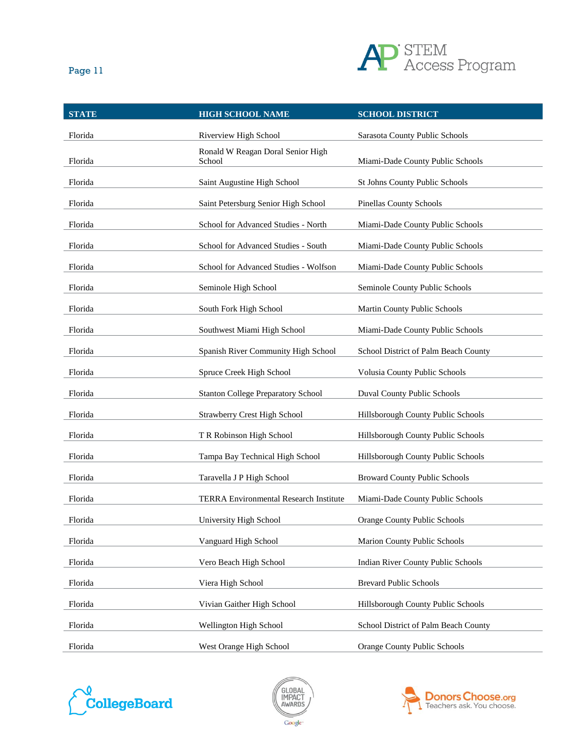| STATE | HIGH SCHOOL NAME | SCHOOL DISTRICT |
|---|---|---|
| Florida | Riverview High School | Sarasota County Public Schools |
| Florida | Ronald W Reagan Doral Senior High School | Miami-Dade County Public Schools |
| Florida | Saint Augustine High School | St Johns County Public Schools |
| Florida | Saint Petersburg Senior High School | Pinellas County Schools |
| Florida | School for Advanced Studies - North | Miami-Dade County Public Schools |
| Florida | School for Advanced Studies - South | Miami-Dade County Public Schools |
| Florida | School for Advanced Studies - Wolfson | Miami-Dade County Public Schools |
| Florida | Seminole High School | Seminole County Public Schools |
| Florida | South Fork High School | Martin County Public Schools |
| Florida | Southwest Miami High School | Miami-Dade County Public Schools |
| Florida | Spanish River Community High School | School District of Palm Beach County |
| Florida | Spruce Creek High School | Volusia County Public Schools |
| Florida | Stanton College Preparatory School | Duval County Public Schools |
| Florida | Strawberry Crest High School | Hillsborough County Public Schools |
| Florida | T R Robinson High School | Hillsborough County Public Schools |
| Florida | Tampa Bay Technical High School | Hillsborough County Public Schools |
| Florida | Taravella J P High School | Broward County Public Schools |
| Florida | TERRA Environmental Research Institute | Miami-Dade County Public Schools |
| Florida | University High School | Orange County Public Schools |
| Florida | Vanguard High School | Marion County Public Schools |
| Florida | Vero Beach High School | Indian River County Public Schools |
| Florida | Viera High School | Brevard Public Schools |
| Florida | Vivian Gaither High School | Hillsborough County Public Schools |
| Florida | Wellington High School | School District of Palm Beach County |
| Florida | West Orange High School | Orange County Public Schools |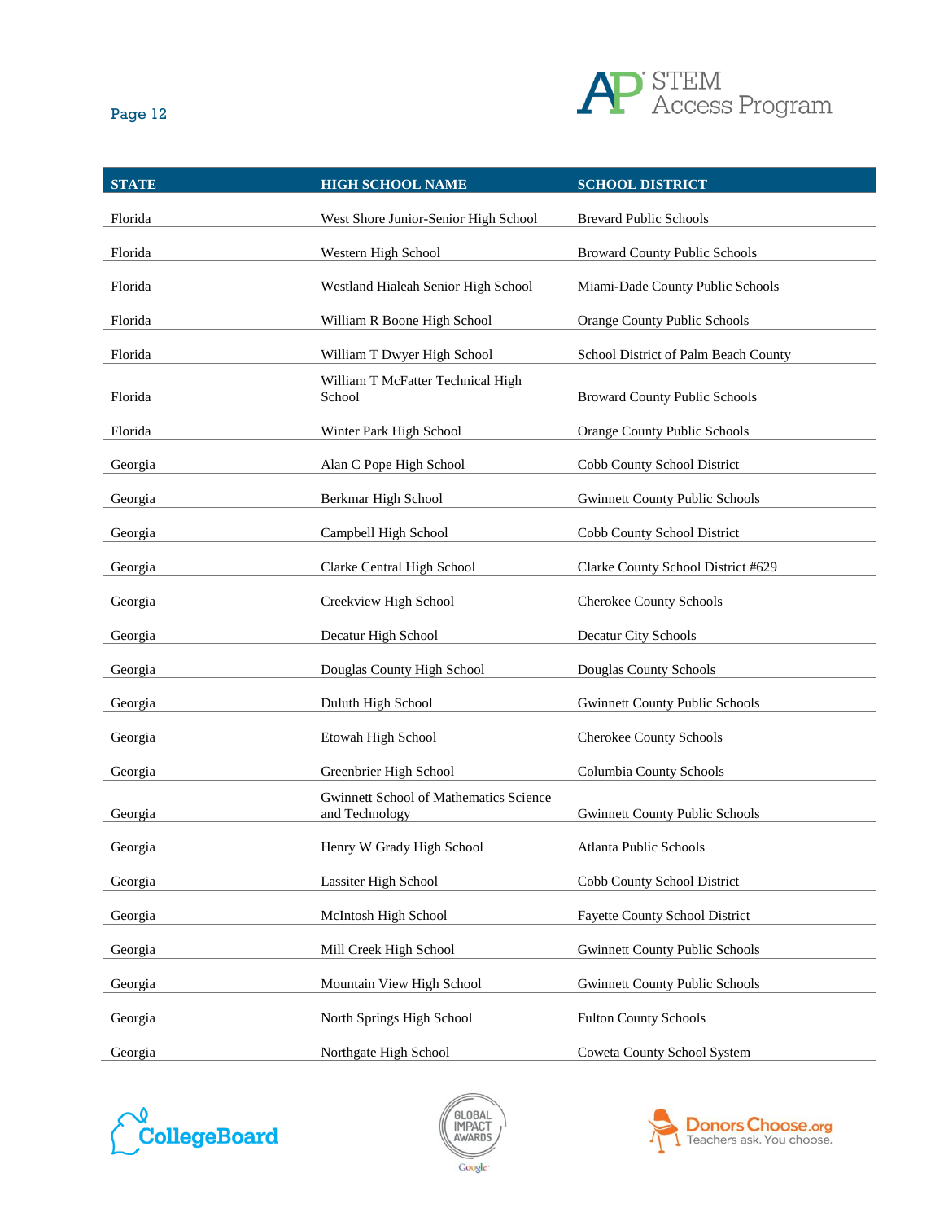| STATE | HIGH SCHOOL NAME | SCHOOL DISTRICT |
|---|---|---|
| Florida | West Shore Junior-Senior High School | Brevard Public Schools |
| Florida | Western High School | Broward County Public Schools |
| Florida | Westland Hialeah Senior High School | Miami-Dade County Public Schools |
| Florida | William R Boone High School | Orange County Public Schools |
| Florida | William T Dwyer High School | School District of Palm Beach County |
| Florida | William T McFatter Technical High School | Broward County Public Schools |
| Florida | Winter Park High School | Orange County Public Schools |
| Georgia | Alan C Pope High School | Cobb County School District |
| Georgia | Berkmar High School | Gwinnett County Public Schools |
| Georgia | Campbell High School | Cobb County School District |
| Georgia | Clarke Central High School | Clarke County School District #629 |
| Georgia | Creekview High School | Cherokee County Schools |
| Georgia | Decatur High School | Decatur City Schools |
| Georgia | Douglas County High School | Douglas County Schools |
| Georgia | Duluth High School | Gwinnett County Public Schools |
| Georgia | Etowah High School | Cherokee County Schools |
| Georgia | Greenbrier High School | Columbia County Schools |
| Georgia | Gwinnett School of Mathematics Science and Technology | Gwinnett County Public Schools |
| Georgia | Henry W Grady High School | Atlanta Public Schools |
| Georgia | Lassiter High School | Cobb County School District |
| Georgia | McIntosh High School | Fayette County School District |
| Georgia | Mill Creek High School | Gwinnett County Public Schools |
| Georgia | Mountain View High School | Gwinnett County Public Schools |
| Georgia | North Springs High School | Fulton County Schools |
| Georgia | Northgate High School | Coweta County School System |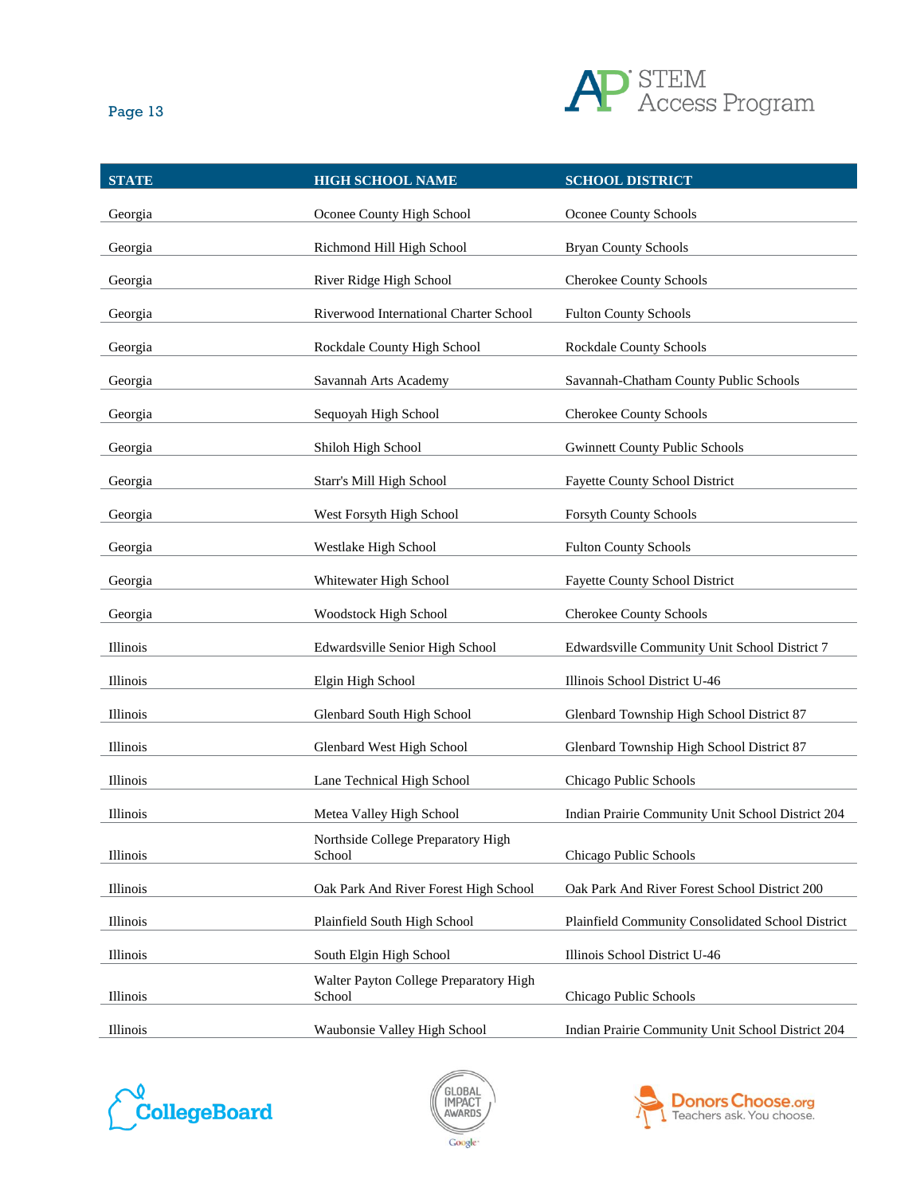| STATE | HIGH SCHOOL NAME | SCHOOL DISTRICT |
|---|---|---|
| Georgia | Oconee County High School | Oconee County Schools |
| Georgia | Richmond Hill High School | Bryan County Schools |
| Georgia | River Ridge High School | Cherokee County Schools |
| Georgia | Riverwood International Charter School | Fulton County Schools |
| Georgia | Rockdale County High School | Rockdale County Schools |
| Georgia | Savannah Arts Academy | Savannah-Chatham County Public Schools |
| Georgia | Sequoyah High School | Cherokee County Schools |
| Georgia | Shiloh High School | Gwinnett County Public Schools |
| Georgia | Starr's Mill High School | Fayette County School District |
| Georgia | West Forsyth High School | Forsyth County Schools |
| Georgia | Westlake High School | Fulton County Schools |
| Georgia | Whitewater High School | Fayette County School District |
| Georgia | Woodstock High School | Cherokee County Schools |
| Illinois | Edwardsville Senior High School | Edwardsville Community Unit School District 7 |
| Illinois | Elgin High School | Illinois School District U-46 |
| Illinois | Glenbard South High School | Glenbard Township High School District 87 |
| Illinois | Glenbard West High School | Glenbard Township High School District 87 |
| Illinois | Lane Technical High School | Chicago Public Schools |
| Illinois | Metea Valley High School | Indian Prairie Community Unit School District 204 |
| Illinois | Northside College Preparatory High School | Chicago Public Schools |
| Illinois | Oak Park And River Forest High School | Oak Park And River Forest School District 200 |
| Illinois | Plainfield South High School | Plainfield Community Consolidated School District |
| Illinois | South Elgin High School | Illinois School District U-46 |
| Illinois | Walter Payton College Preparatory High School | Chicago Public Schools |
| Illinois | Waubonsie Valley High School | Indian Prairie Community Unit School District 204 |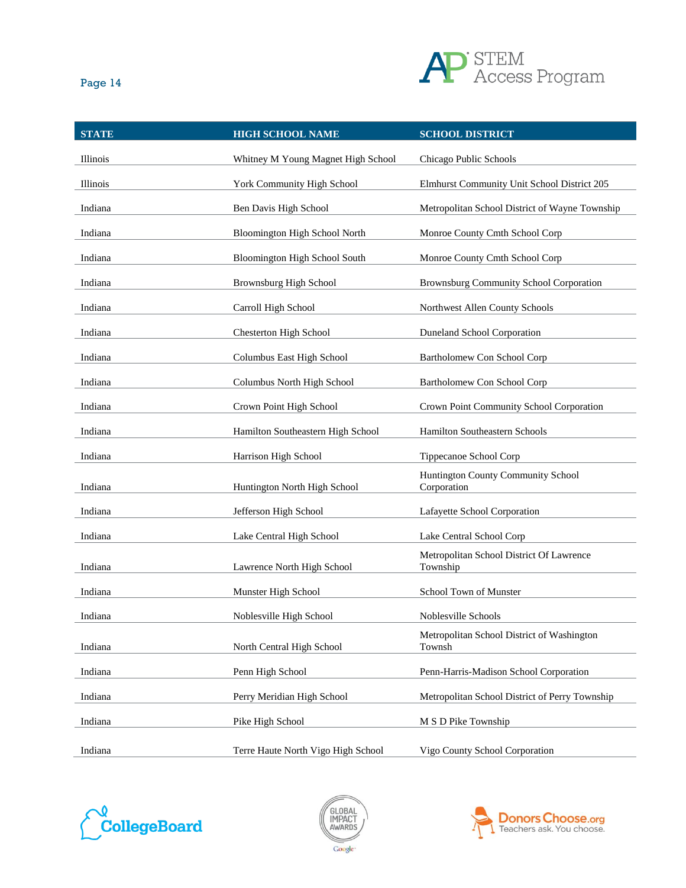| STATE | HIGH SCHOOL NAME | SCHOOL DISTRICT |
| --- | --- | --- |
| Illinois | Whitney M Young Magnet High School | Chicago Public Schools |
| Illinois | York Community High School | Elmhurst Community Unit School District 205 |
| Indiana | Ben Davis High School | Metropolitan School District of Wayne Township |
| Indiana | Bloomington High School North | Monroe County Cmth School Corp |
| Indiana | Bloomington High School South | Monroe County Cmth School Corp |
| Indiana | Brownsburg High School | Brownsburg Community School Corporation |
| Indiana | Carroll High School | Northwest Allen County Schools |
| Indiana | Chesterton High School | Duneland School Corporation |
| Indiana | Columbus East High School | Bartholomew Con School Corp |
| Indiana | Columbus North High School | Bartholomew Con School Corp |
| Indiana | Crown Point High School | Crown Point Community School Corporation |
| Indiana | Hamilton Southeastern High School | Hamilton Southeastern Schools |
| Indiana | Harrison High School | Tippecanoe School Corp |
| Indiana | Huntington North High School | Huntington County Community School Corporation |
| Indiana | Jefferson High School | Lafayette School Corporation |
| Indiana | Lake Central High School | Lake Central School Corp |
| Indiana | Lawrence North High School | Metropolitan School District Of Lawrence Township |
| Indiana | Munster High School | School Town of Munster |
| Indiana | Noblesville High School | Noblesville Schools |
| Indiana | North Central High School | Metropolitan School District of Washington Townsh |
| Indiana | Penn High School | Penn-Harris-Madison School Corporation |
| Indiana | Perry Meridian High School | Metropolitan School District of Perry Township |
| Indiana | Pike High School | M S D Pike Township |
| Indiana | Terre Haute North Vigo High School | Vigo County School Corporation |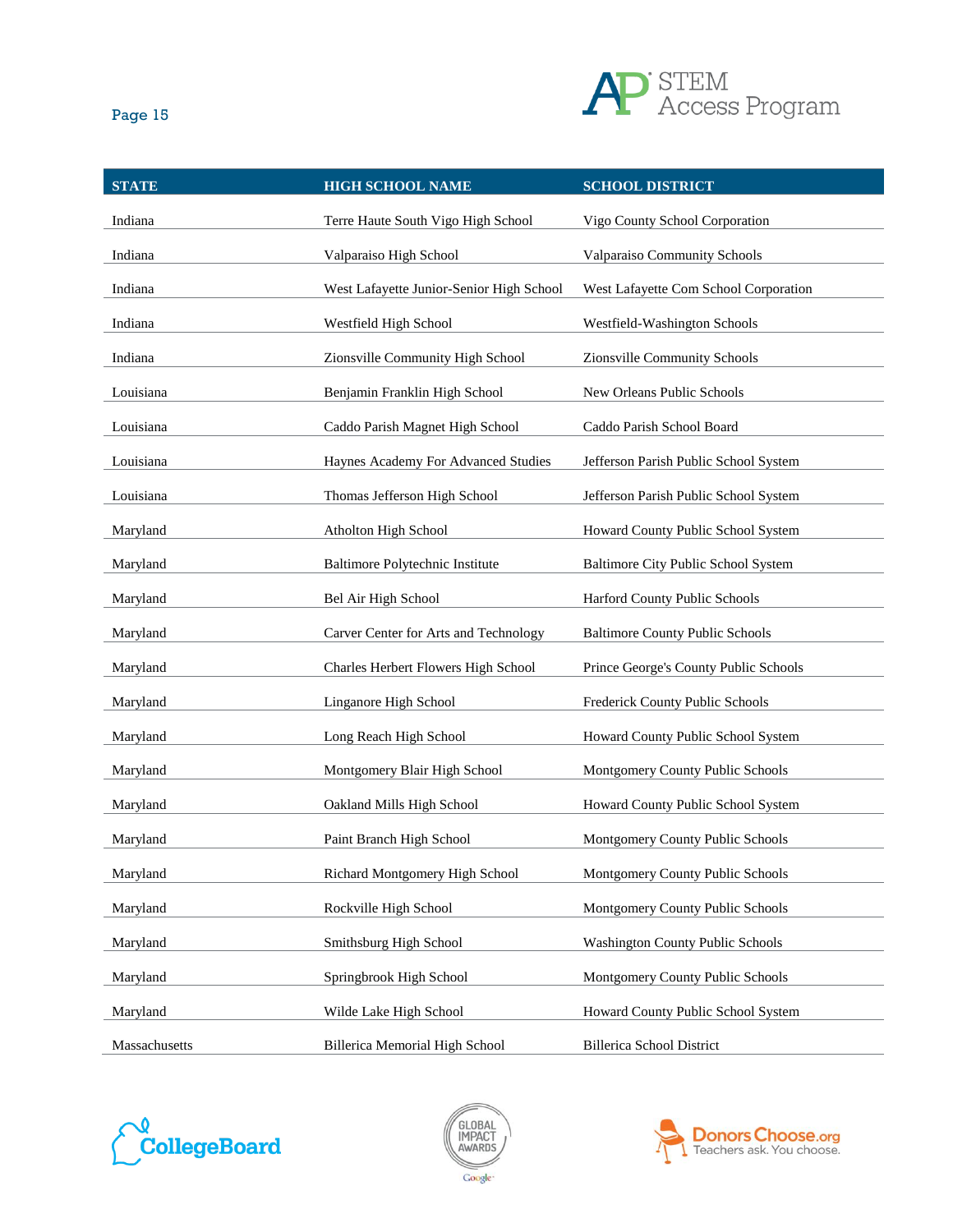| STATE | HIGH SCHOOL NAME | SCHOOL DISTRICT |
| --- | --- | --- |
| Indiana | Terre Haute South Vigo High School | Vigo County School Corporation |
| Indiana | Valparaiso High School | Valparaiso Community Schools |
| Indiana | West Lafayette Junior-Senior High School | West Lafayette Com School Corporation |
| Indiana | Westfield High School | Westfield-Washington Schools |
| Indiana | Zionsville Community High School | Zionsville Community Schools |
| Louisiana | Benjamin Franklin High School | New Orleans Public Schools |
| Louisiana | Caddo Parish Magnet High School | Caddo Parish School Board |
| Louisiana | Haynes Academy For Advanced Studies | Jefferson Parish Public School System |
| Louisiana | Thomas Jefferson High School | Jefferson Parish Public School System |
| Maryland | Atholton High School | Howard County Public School System |
| Maryland | Baltimore Polytechnic Institute | Baltimore City Public School System |
| Maryland | Bel Air High School | Harford County Public Schools |
| Maryland | Carver Center for Arts and Technology | Baltimore County Public Schools |
| Maryland | Charles Herbert Flowers High School | Prince George's County Public Schools |
| Maryland | Linganore High School | Frederick County Public Schools |
| Maryland | Long Reach High School | Howard County Public School System |
| Maryland | Montgomery Blair High School | Montgomery County Public Schools |
| Maryland | Oakland Mills High School | Howard County Public School System |
| Maryland | Paint Branch High School | Montgomery County Public Schools |
| Maryland | Richard Montgomery High School | Montgomery County Public Schools |
| Maryland | Rockville High School | Montgomery County Public Schools |
| Maryland | Smithsburg High School | Washington County Public Schools |
| Maryland | Springbrook High School | Montgomery County Public Schools |
| Maryland | Wilde Lake High School | Howard County Public School System |
| Massachusetts | Billerica Memorial High School | Billerica School District |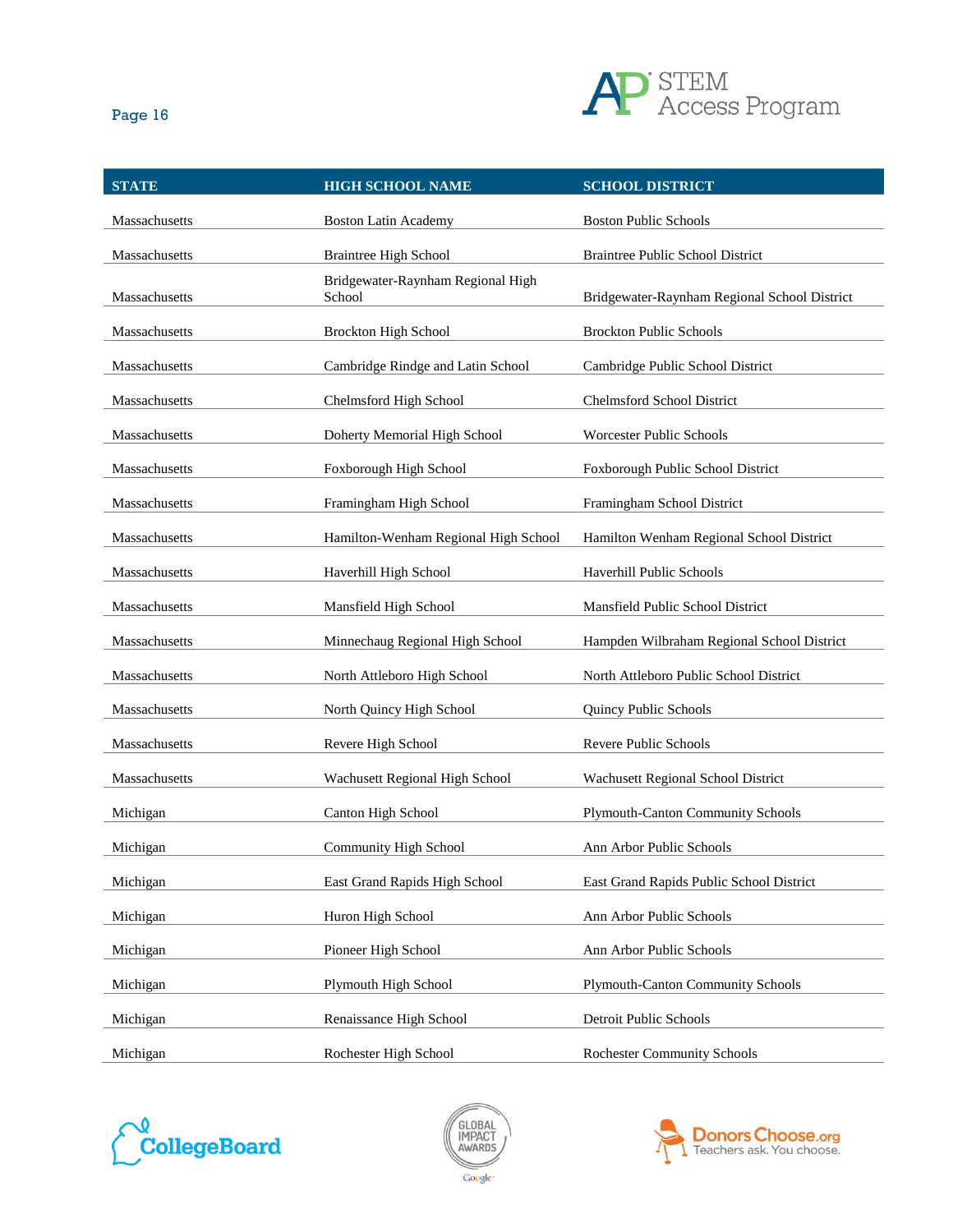| STATE | HIGH SCHOOL NAME | SCHOOL DISTRICT |
|---|---|---|
| Massachusetts | Boston Latin Academy | Boston Public Schools |
| Massachusetts | Braintree High School | Braintree Public School District |
| Massachusetts | Bridgewater-Raynham Regional High School | Bridgewater-Raynham Regional School District |
| Massachusetts | Brockton High School | Brockton Public Schools |
| Massachusetts | Cambridge Rindge and Latin School | Cambridge Public School District |
| Massachusetts | Chelmsford High School | Chelmsford School District |
| Massachusetts | Doherty Memorial High School | Worcester Public Schools |
| Massachusetts | Foxborough High School | Foxborough Public School District |
| Massachusetts | Framingham High School | Framingham School District |
| Massachusetts | Hamilton-Wenham Regional High School | Hamilton Wenham Regional School District |
| Massachusetts | Haverhill High School | Haverhill Public Schools |
| Massachusetts | Mansfield High School | Mansfield Public School District |
| Massachusetts | Minnechaug Regional High School | Hampden Wilbraham Regional School District |
| Massachusetts | North Attleboro High School | North Attleboro Public School District |
| Massachusetts | North Quincy High School | Quincy Public Schools |
| Massachusetts | Revere High School | Revere Public Schools |
| Massachusetts | Wachusett Regional High School | Wachusett Regional School District |
| Michigan | Canton High School | Plymouth-Canton Community Schools |
| Michigan | Community High School | Ann Arbor Public Schools |
| Michigan | East Grand Rapids High School | East Grand Rapids Public School District |
| Michigan | Huron High School | Ann Arbor Public Schools |
| Michigan | Pioneer High School | Ann Arbor Public Schools |
| Michigan | Plymouth High School | Plymouth-Canton Community Schools |
| Michigan | Renaissance High School | Detroit Public Schools |
| Michigan | Rochester High School | Rochester Community Schools |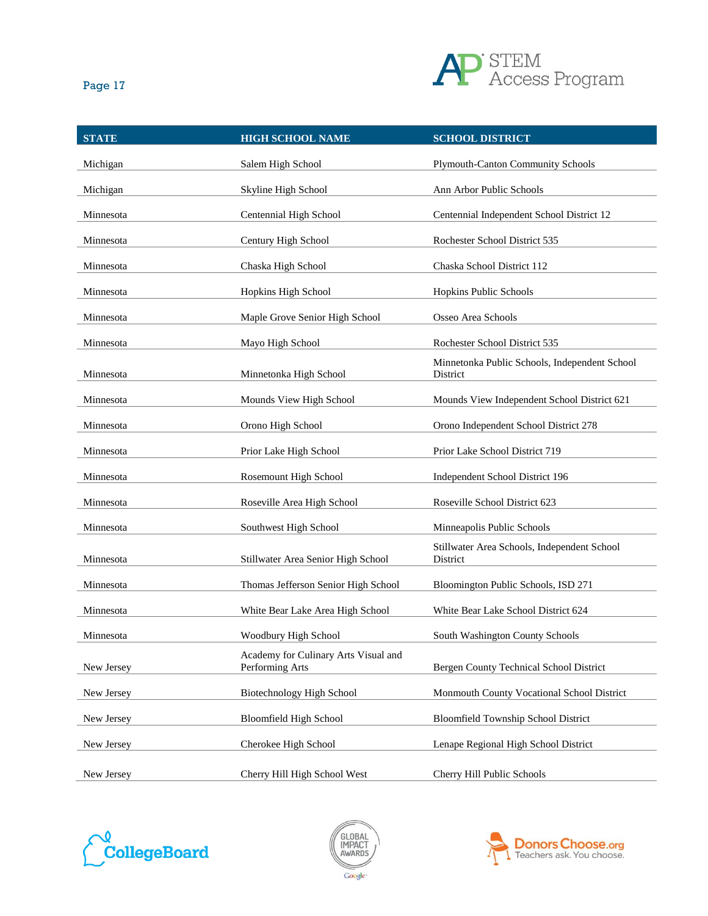| STATE | HIGH SCHOOL NAME | SCHOOL DISTRICT |
|---|---|---|
| Michigan | Salem High School | Plymouth-Canton Community Schools |
| Michigan | Skyline High School | Ann Arbor Public Schools |
| Minnesota | Centennial High School | Centennial Independent School District 12 |
| Minnesota | Century High School | Rochester School District 535 |
| Minnesota | Chaska High School | Chaska School District 112 |
| Minnesota | Hopkins High School | Hopkins Public Schools |
| Minnesota | Maple Grove Senior High School | Osseo Area Schools |
| Minnesota | Mayo High School | Rochester School District 535 |
| Minnesota | Minnetonka High School | Minnetonka Public Schools, Independent School District |
| Minnesota | Mounds View High School | Mounds View Independent School District 621 |
| Minnesota | Orono High School | Orono Independent School District 278 |
| Minnesota | Prior Lake High School | Prior Lake School District 719 |
| Minnesota | Rosemount High School | Independent School District 196 |
| Minnesota | Roseville Area High School | Roseville School District 623 |
| Minnesota | Southwest High School | Minneapolis Public Schools |
| Minnesota | Stillwater Area Senior High School | Stillwater Area Schools, Independent School District |
| Minnesota | Thomas Jefferson Senior High School | Bloomington Public Schools, ISD 271 |
| Minnesota | White Bear Lake Area High School | White Bear Lake School District 624 |
| Minnesota | Woodbury High School | South Washington County Schools |
| New Jersey | Academy for Culinary Arts Visual and Performing Arts | Bergen County Technical School District |
| New Jersey | Biotechnology High School | Monmouth County Vocational School District |
| New Jersey | Bloomfield High School | Bloomfield Township School District |
| New Jersey | Cherokee High School | Lenape Regional High School District |
| New Jersey | Cherry Hill High School West | Cherry Hill Public Schools |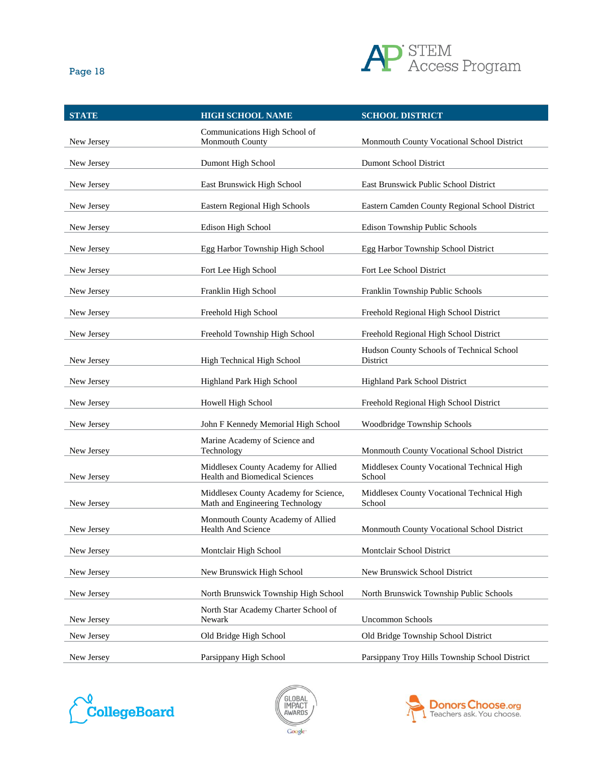| STATE | HIGH SCHOOL NAME | SCHOOL DISTRICT |
| --- | --- | --- |
| New Jersey | Communications High School of Monmouth County | Monmouth County Vocational School District |
| New Jersey | Dumont High School | Dumont School District |
| New Jersey | East Brunswick High School | East Brunswick Public School District |
| New Jersey | Eastern Regional High Schools | Eastern Camden County Regional School District |
| New Jersey | Edison High School | Edison Township Public Schools |
| New Jersey | Egg Harbor Township High School | Egg Harbor Township School District |
| New Jersey | Fort Lee High School | Fort Lee School District |
| New Jersey | Franklin High School | Franklin Township Public Schools |
| New Jersey | Freehold High School | Freehold Regional High School District |
| New Jersey | Freehold Township High School | Freehold Regional High School District |
| New Jersey | High Technical High School | Hudson County Schools of Technical School District |
| New Jersey | Highland Park High School | Highland Park School District |
| New Jersey | Howell High School | Freehold Regional High School District |
| New Jersey | John F Kennedy Memorial High School | Woodbridge Township Schools |
| New Jersey | Marine Academy of Science and Technology | Monmouth County Vocational School District |
| New Jersey | Middlesex County Academy for Allied Health and Biomedical Sciences | Middlesex County Vocational Technical High School |
| New Jersey | Middlesex County Academy for Science, Math and Engineering Technology | Middlesex County Vocational Technical High School |
| New Jersey | Monmouth County Academy of Allied Health And Science | Monmouth County Vocational School District |
| New Jersey | Montclair High School | Montclair School District |
| New Jersey | New Brunswick High School | New Brunswick School District |
| New Jersey | North Brunswick Township High School | North Brunswick Township Public Schools |
| New Jersey | North Star Academy Charter School of Newark | Uncommon Schools |
| New Jersey | Old Bridge High School | Old Bridge Township School District |
| New Jersey | Parsippany High School | Parsippany Troy Hills Township School District |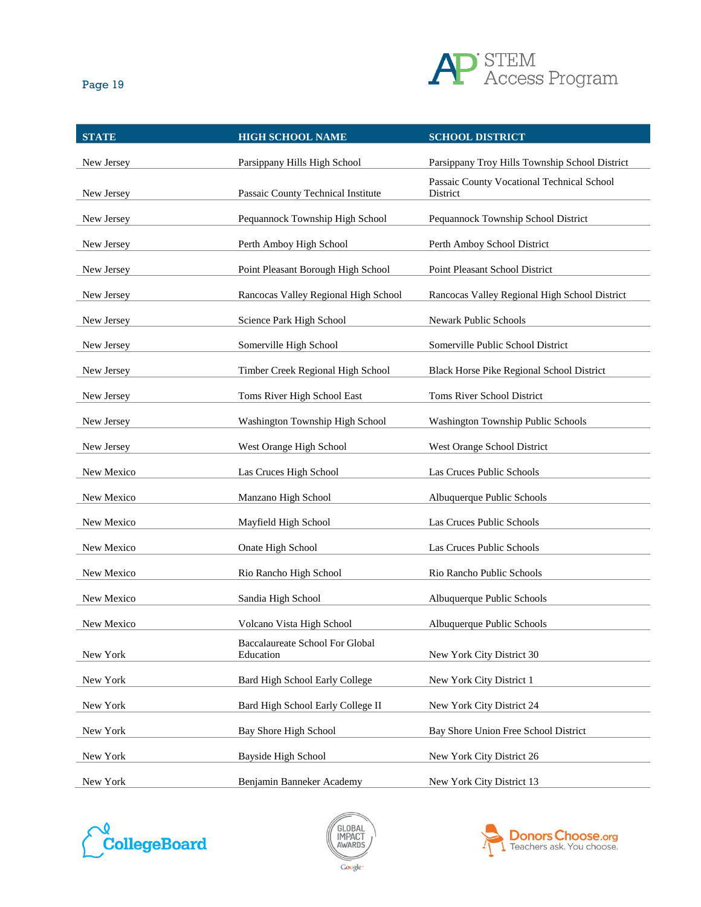| STATE | HIGH SCHOOL NAME | SCHOOL DISTRICT |
|---|---|---|
| New Jersey | Parsippany Hills High School | Parsippany Troy Hills Township School District |
| New Jersey | Passaic County Technical Institute | Passaic County Vocational Technical School District |
| New Jersey | Pequannock Township High School | Pequannock Township School District |
| New Jersey | Perth Amboy High School | Perth Amboy School District |
| New Jersey | Point Pleasant Borough High School | Point Pleasant School District |
| New Jersey | Rancocas Valley Regional High School | Rancocas Valley Regional High School District |
| New Jersey | Science Park High School | Newark Public Schools |
| New Jersey | Somerville High School | Somerville Public School District |
| New Jersey | Timber Creek Regional High School | Black Horse Pike Regional School District |
| New Jersey | Toms River High School East | Toms River School District |
| New Jersey | Washington Township High School | Washington Township Public Schools |
| New Jersey | West Orange High School | West Orange School District |
| New Mexico | Las Cruces High School | Las Cruces Public Schools |
| New Mexico | Manzano High School | Albuquerque Public Schools |
| New Mexico | Mayfield High School | Las Cruces Public Schools |
| New Mexico | Onate High School | Las Cruces Public Schools |
| New Mexico | Rio Rancho High School | Rio Rancho Public Schools |
| New Mexico | Sandia High School | Albuquerque Public Schools |
| New Mexico | Volcano Vista High School | Albuquerque Public Schools |
| New York | Baccalaureate School For Global Education | New York City District 30 |
| New York | Bard High School Early College | New York City District 1 |
| New York | Bard High School Early College II | New York City District 24 |
| New York | Bay Shore High School | Bay Shore Union Free School District |
| New York | Bayside High School | New York City District 26 |
| New York | Benjamin Banneker Academy | New York City District 13 |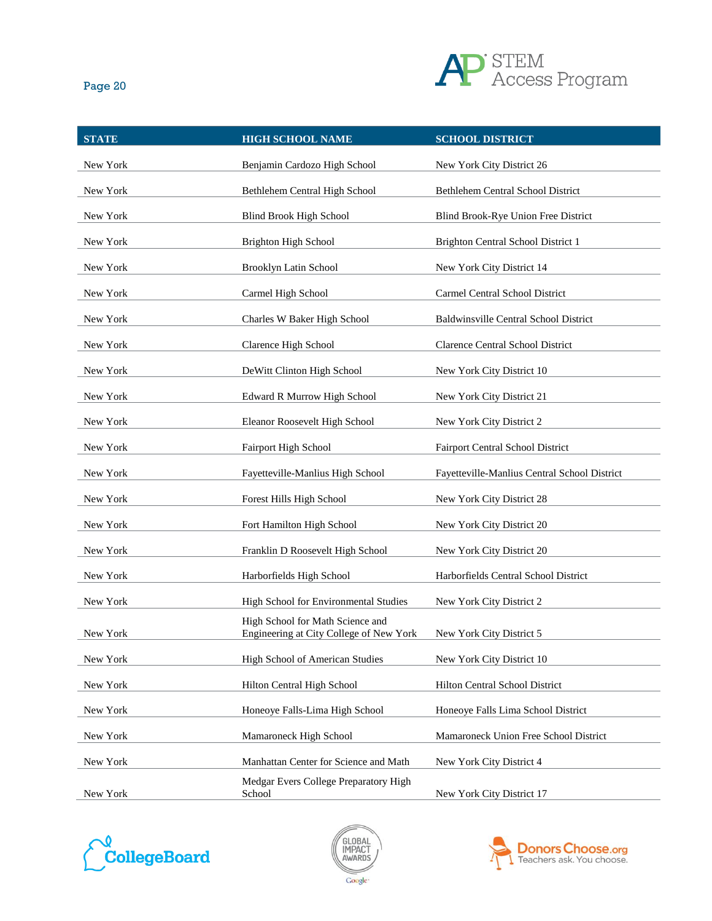| STATE | HIGH SCHOOL NAME | SCHOOL DISTRICT |
|---|---|---|
| New York | Benjamin Cardozo High School | New York City District 26 |
| New York | Bethlehem Central High School | Bethlehem Central School District |
| New York | Blind Brook High School | Blind Brook-Rye Union Free District |
| New York | Brighton High School | Brighton Central School District 1 |
| New York | Brooklyn Latin School | New York City District 14 |
| New York | Carmel High School | Carmel Central School District |
| New York | Charles W Baker High School | Baldwinsville Central School District |
| New York | Clarence High School | Clarence Central School District |
| New York | DeWitt Clinton High School | New York City District 10 |
| New York | Edward R Murrow High School | New York City District 21 |
| New York | Eleanor Roosevelt High School | New York City District 2 |
| New York | Fairport High School | Fairport Central School District |
| New York | Fayetteville-Manlius High School | Fayetteville-Manlius Central School District |
| New York | Forest Hills High School | New York City District 28 |
| New York | Fort Hamilton High School | New York City District 20 |
| New York | Franklin D Roosevelt High School | New York City District 20 |
| New York | Harborfields High School | Harborfields Central School District |
| New York | High School for Environmental Studies | New York City District 2 |
| New York | High School for Math Science and Engineering at City College of New York | New York City District 5 |
| New York | High School of American Studies | New York City District 10 |
| New York | Hilton Central High School | Hilton Central School District |
| New York | Honeoye Falls-Lima High School | Honeoye Falls Lima School District |
| New York | Mamaroneck High School | Mamaroneck Union Free School District |
| New York | Manhattan Center for Science and Math | New York City District 4 |
| New York | Medgar Evers College Preparatory High School | New York City District 17 |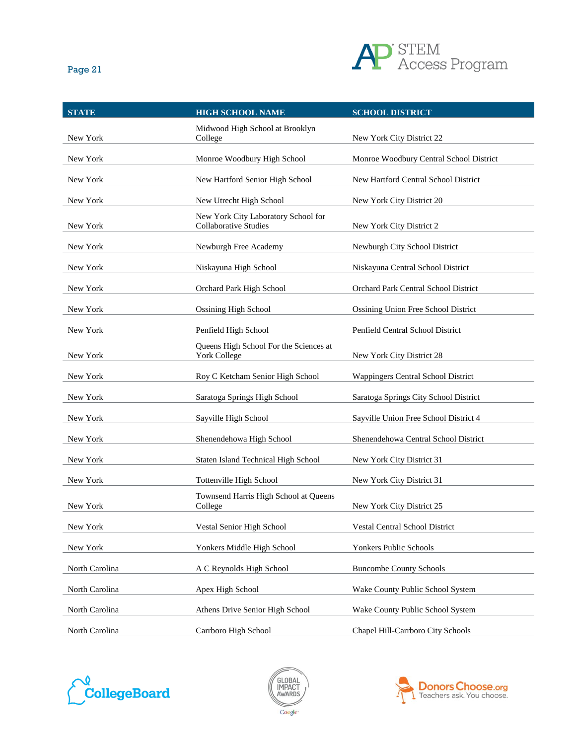| STATE | HIGH SCHOOL NAME | SCHOOL DISTRICT |
|---|---|---|
| New York | Midwood High School at Brooklyn College | New York City District 22 |
| New York | Monroe Woodbury High School | Monroe Woodbury Central School District |
| New York | New Hartford Senior High School | New Hartford Central School District |
| New York | New Utrecht High School | New York City District 20 |
| New York | New York City Laboratory School for Collaborative Studies | New York City District 2 |
| New York | Newburgh Free Academy | Newburgh City School District |
| New York | Niskayuna High School | Niskayuna Central School District |
| New York | Orchard Park High School | Orchard Park Central School District |
| New York | Ossining High School | Ossining Union Free School District |
| New York | Penfield High School | Penfield Central School District |
| New York | Queens High School For the Sciences at York College | New York City District 28 |
| New York | Roy C Ketcham Senior High School | Wappingers Central School District |
| New York | Saratoga Springs High School | Saratoga Springs City School District |
| New York | Sayville High School | Sayville Union Free School District 4 |
| New York | Shenendehowa High School | Shenendehowa Central School District |
| New York | Staten Island Technical High School | New York City District 31 |
| New York | Tottenville High School | New York City District 31 |
| New York | Townsend Harris High School at Queens College | New York City District 25 |
| New York | Vestal Senior High School | Vestal Central School District |
| New York | Yonkers Middle High School | Yonkers Public Schools |
| North Carolina | A C Reynolds High School | Buncombe County Schools |
| North Carolina | Apex High School | Wake County Public School System |
| North Carolina | Athens Drive Senior High School | Wake County Public School System |
| North Carolina | Carrboro High School | Chapel Hill-Carrboro City Schools |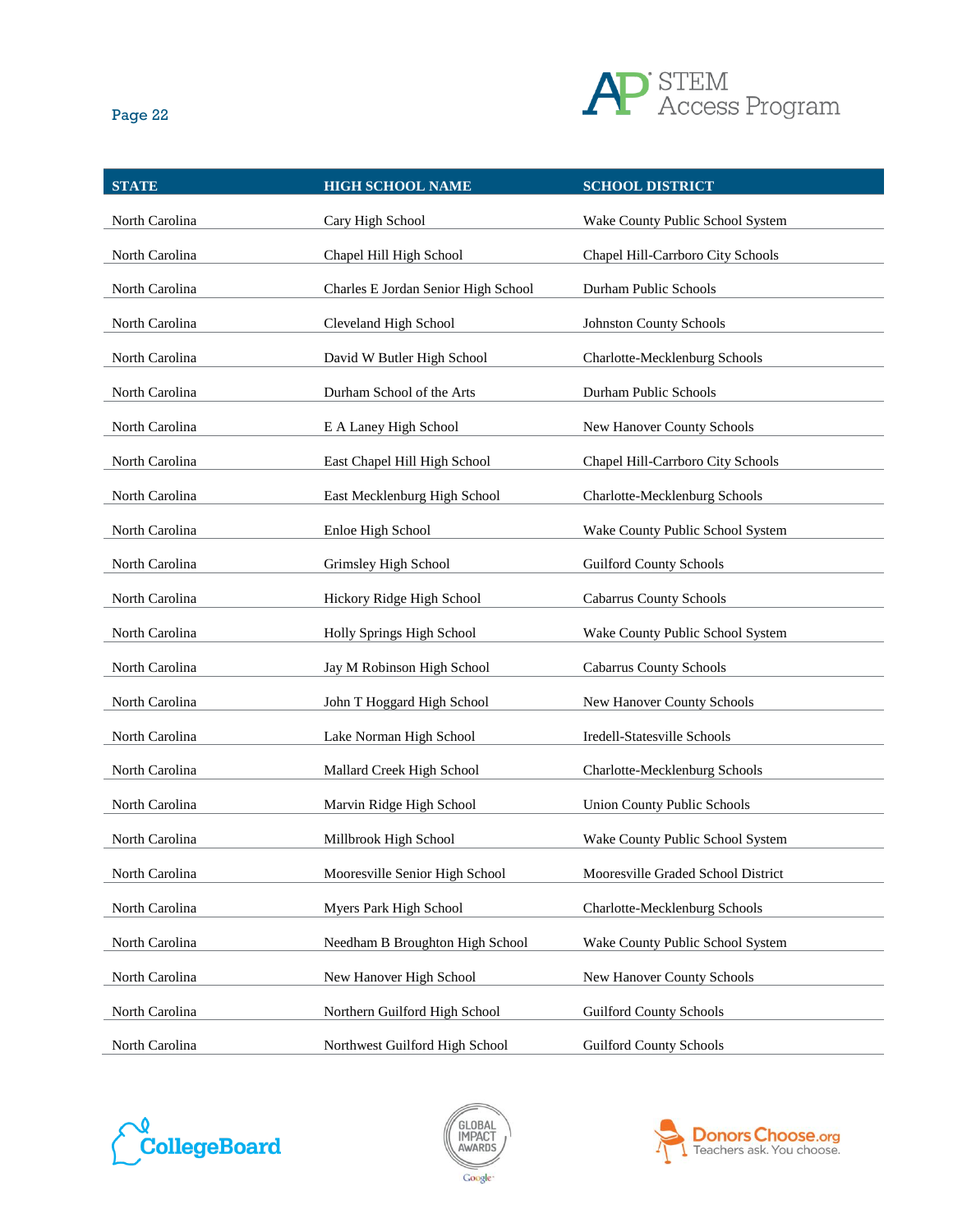| STATE | HIGH SCHOOL NAME | SCHOOL DISTRICT |
|---|---|---|
| North Carolina | Cary High School | Wake County Public School System |
| North Carolina | Chapel Hill High School | Chapel Hill-Carrboro City Schools |
| North Carolina | Charles E Jordan Senior High School | Durham Public Schools |
| North Carolina | Cleveland High School | Johnston County Schools |
| North Carolina | David W Butler High School | Charlotte-Mecklenburg Schools |
| North Carolina | Durham School of the Arts | Durham Public Schools |
| North Carolina | E A Laney High School | New Hanover County Schools |
| North Carolina | East Chapel Hill High School | Chapel Hill-Carrboro City Schools |
| North Carolina | East Mecklenburg High School | Charlotte-Mecklenburg Schools |
| North Carolina | Enloe High School | Wake County Public School System |
| North Carolina | Grimsley High School | Guilford County Schools |
| North Carolina | Hickory Ridge High School | Cabarrus County Schools |
| North Carolina | Holly Springs High School | Wake County Public School System |
| North Carolina | Jay M Robinson High School | Cabarrus County Schools |
| North Carolina | John T Hoggard High School | New Hanover County Schools |
| North Carolina | Lake Norman High School | Iredell-Statesville Schools |
| North Carolina | Mallard Creek High School | Charlotte-Mecklenburg Schools |
| North Carolina | Marvin Ridge High School | Union County Public Schools |
| North Carolina | Millbrook High School | Wake County Public School System |
| North Carolina | Mooresville Senior High School | Mooresville Graded School District |
| North Carolina | Myers Park High School | Charlotte-Mecklenburg Schools |
| North Carolina | Needham B Broughton High School | Wake County Public School System |
| North Carolina | New Hanover High School | New Hanover County Schools |
| North Carolina | Northern Guilford High School | Guilford County Schools |
| North Carolina | Northwest Guilford High School | Guilford County Schools |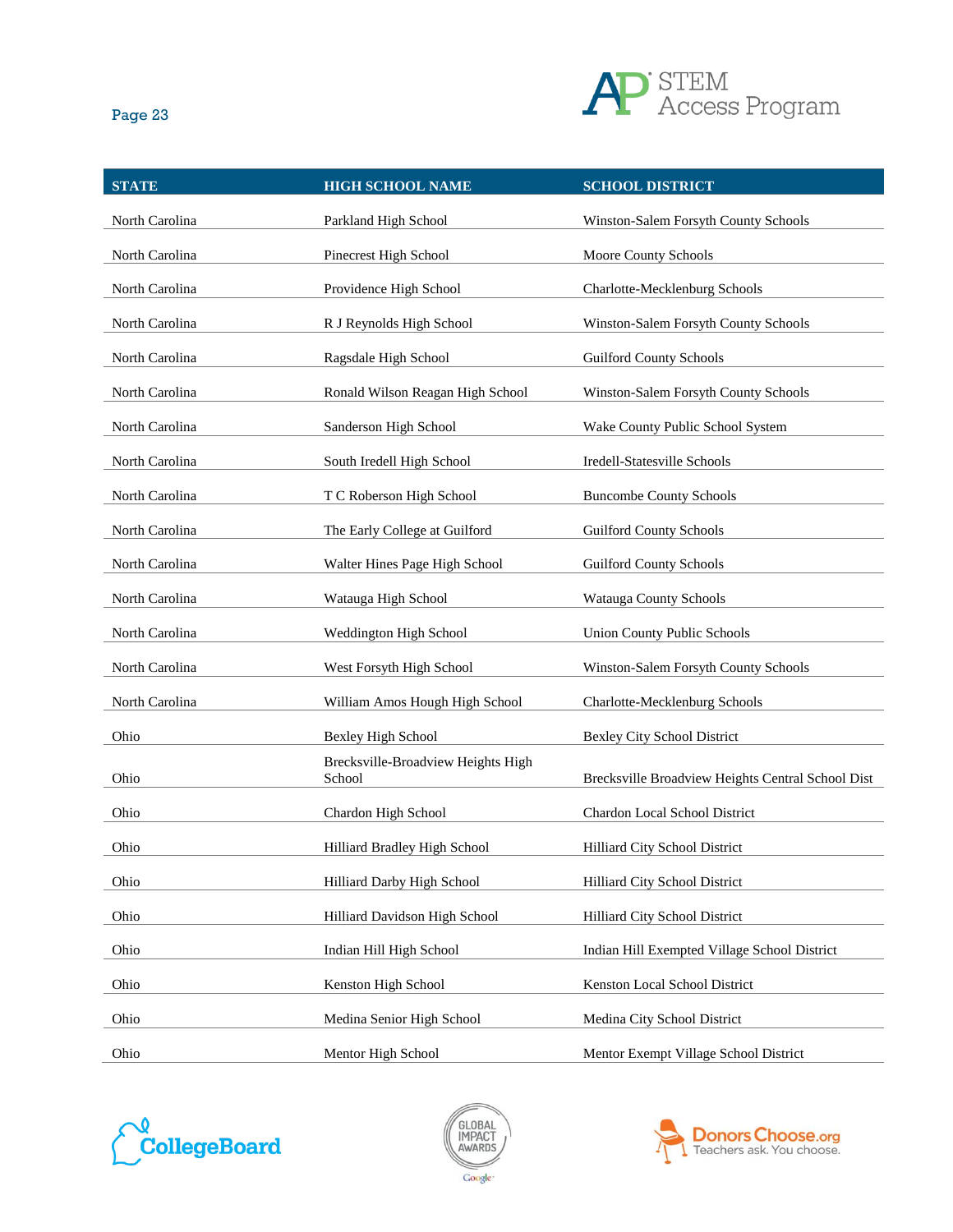| STATE | HIGH SCHOOL NAME | SCHOOL DISTRICT |
| --- | --- | --- |
| North Carolina | Parkland High School | Winston-Salem Forsyth County Schools |
| North Carolina | Pinecrest High School | Moore County Schools |
| North Carolina | Providence High School | Charlotte-Mecklenburg Schools |
| North Carolina | R J Reynolds High School | Winston-Salem Forsyth County Schools |
| North Carolina | Ragsdale High School | Guilford County Schools |
| North Carolina | Ronald Wilson Reagan High School | Winston-Salem Forsyth County Schools |
| North Carolina | Sanderson High School | Wake County Public School System |
| North Carolina | South Iredell High School | Iredell-Statesville Schools |
| North Carolina | T C Roberson High School | Buncombe County Schools |
| North Carolina | The Early College at Guilford | Guilford County Schools |
| North Carolina | Walter Hines Page High School | Guilford County Schools |
| North Carolina | Watauga High School | Watauga County Schools |
| North Carolina | Weddington High School | Union County Public Schools |
| North Carolina | West Forsyth High School | Winston-Salem Forsyth County Schools |
| North Carolina | William Amos Hough High School | Charlotte-Mecklenburg Schools |
| Ohio | Bexley High School | Bexley City School District |
| Ohio | Brecksville-Broadview Heights High School | Brecksville Broadview Heights Central School Dist |
| Ohio | Chardon High School | Chardon Local School District |
| Ohio | Hilliard Bradley High School | Hilliard City School District |
| Ohio | Hilliard Darby High School | Hilliard City School District |
| Ohio | Hilliard Davidson High School | Hilliard City School District |
| Ohio | Indian Hill High School | Indian Hill Exempted Village School District |
| Ohio | Kenston High School | Kenston Local School District |
| Ohio | Medina Senior High School | Medina City School District |
| Ohio | Mentor High School | Mentor Exempt Village School District |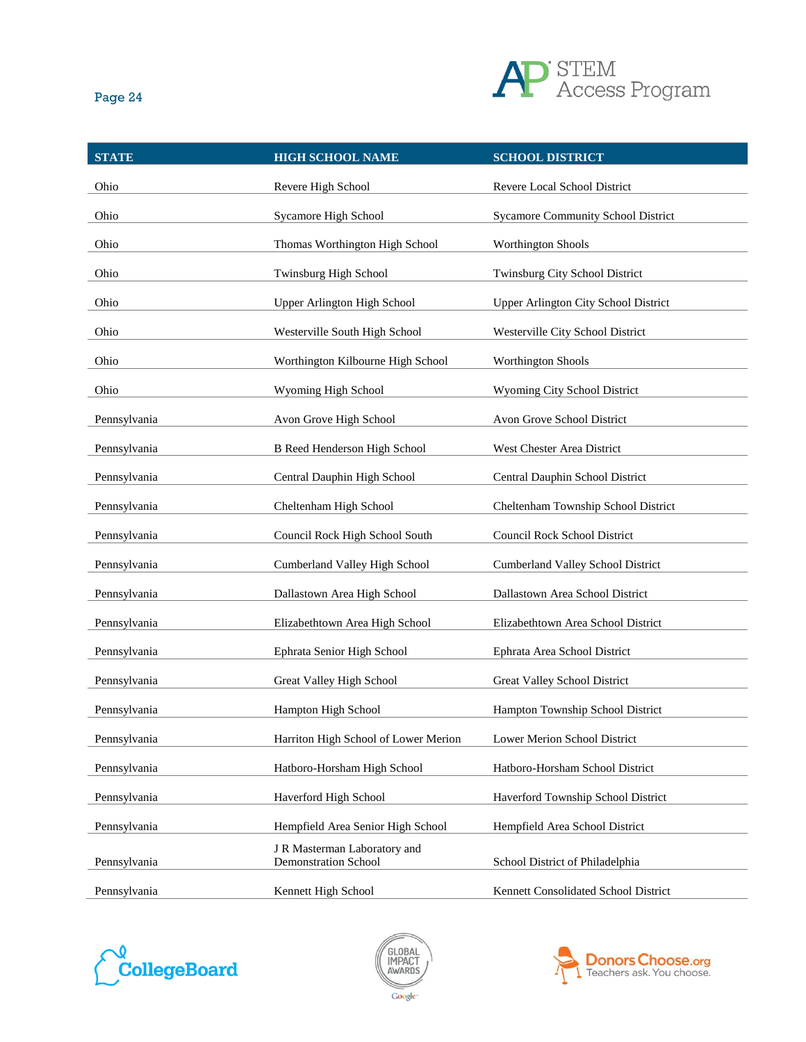| STATE | HIGH SCHOOL NAME | SCHOOL DISTRICT |
|---|---|---|
| Ohio | Revere High School | Revere Local School District |
| Ohio | Sycamore High School | Sycamore Community School District |
| Ohio | Thomas Worthington High School | Worthington Shools |
| Ohio | Twinsburg High School | Twinsburg City School District |
| Ohio | Upper Arlington High School | Upper Arlington City School District |
| Ohio | Westerville South High School | Westerville City School District |
| Ohio | Worthington Kilbourne High School | Worthington Shools |
| Ohio | Wyoming High School | Wyoming City School District |
| Pennsylvania | Avon Grove High School | Avon Grove School District |
| Pennsylvania | B Reed Henderson High School | West Chester Area District |
| Pennsylvania | Central Dauphin High School | Central Dauphin School District |
| Pennsylvania | Cheltenham High School | Cheltenham Township School District |
| Pennsylvania | Council Rock High School South | Council Rock School District |
| Pennsylvania | Cumberland Valley High School | Cumberland Valley School District |
| Pennsylvania | Dallastown Area High School | Dallastown Area School District |
| Pennsylvania | Elizabethtown Area High School | Elizabethtown Area School District |
| Pennsylvania | Ephrata Senior High School | Ephrata Area School District |
| Pennsylvania | Great Valley High School | Great Valley School District |
| Pennsylvania | Hampton High School | Hampton Township School District |
| Pennsylvania | Harriton High School of Lower Merion | Lower Merion School District |
| Pennsylvania | Hatboro-Horsham High School | Hatboro-Horsham School District |
| Pennsylvania | Haverford High School | Haverford Township School District |
| Pennsylvania | Hempfield Area Senior High School | Hempfield Area School District |
| Pennsylvania | J R Masterman Laboratory and Demonstration School | School District of Philadelphia |
| Pennsylvania | Kennett High School | Kennett Consolidated School District |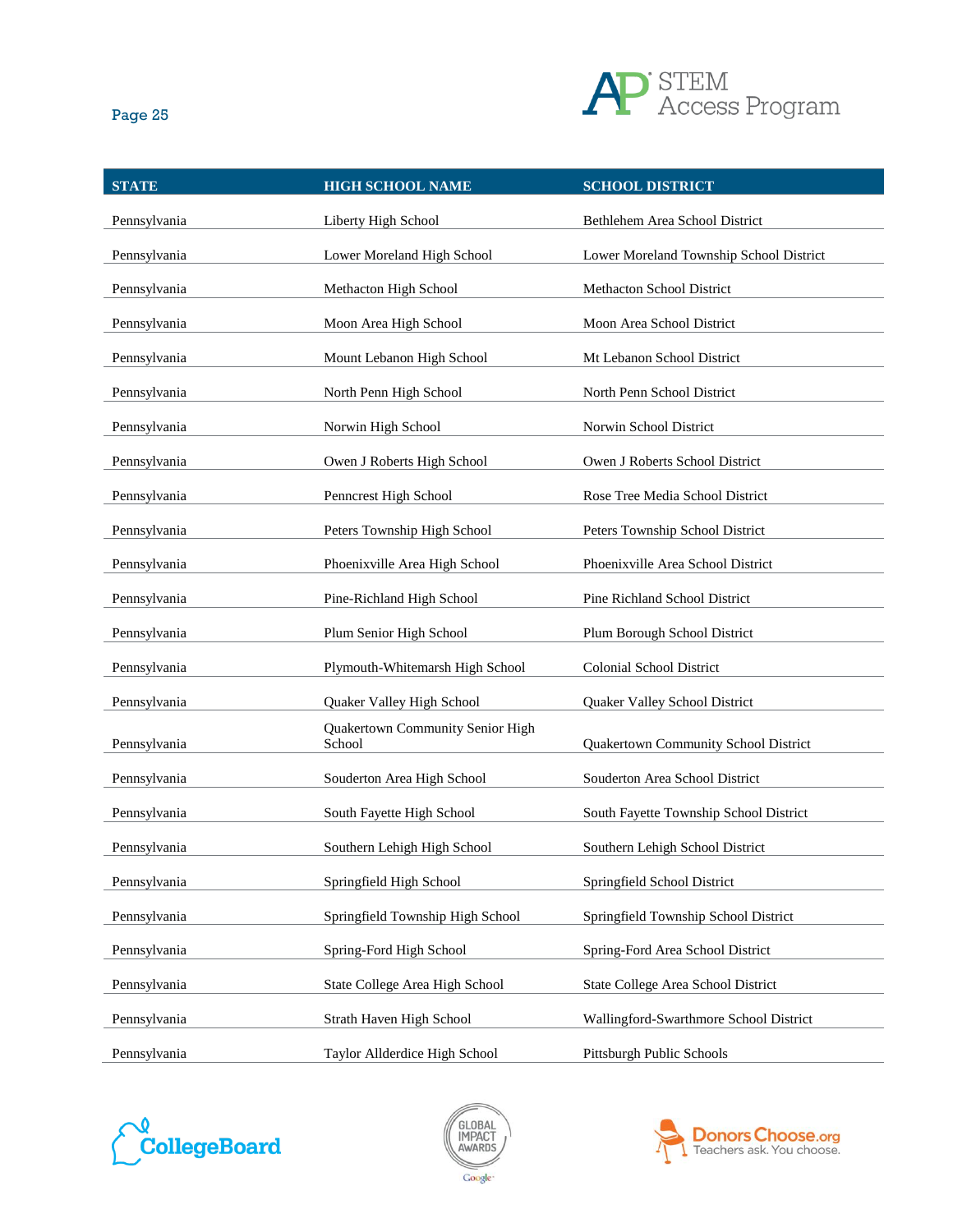| STATE | HIGH SCHOOL NAME | SCHOOL DISTRICT |
|---|---|---|
| Pennsylvania | Liberty High School | Bethlehem Area School District |
| Pennsylvania | Lower Moreland High School | Lower Moreland Township School District |
| Pennsylvania | Methacton High School | Methacton School District |
| Pennsylvania | Moon Area High School | Moon Area School District |
| Pennsylvania | Mount Lebanon High School | Mt Lebanon School District |
| Pennsylvania | North Penn High School | North Penn School District |
| Pennsylvania | Norwin High School | Norwin School District |
| Pennsylvania | Owen J Roberts High School | Owen J Roberts School District |
| Pennsylvania | Penncrest High School | Rose Tree Media School District |
| Pennsylvania | Peters Township High School | Peters Township School District |
| Pennsylvania | Phoenixville Area High School | Phoenixville Area School District |
| Pennsylvania | Pine-Richland High School | Pine Richland School District |
| Pennsylvania | Plum Senior High School | Plum Borough School District |
| Pennsylvania | Plymouth-Whitemarsh High School | Colonial School District |
| Pennsylvania | Quaker Valley High School | Quaker Valley School District |
| Pennsylvania | Quakertown Community Senior High School | Quakertown Community School District |
| Pennsylvania | Souderton Area High School | Souderton Area School District |
| Pennsylvania | South Fayette High School | South Fayette Township School District |
| Pennsylvania | Southern Lehigh High School | Southern Lehigh School District |
| Pennsylvania | Springfield High School | Springfield School District |
| Pennsylvania | Springfield Township High School | Springfield Township School District |
| Pennsylvania | Spring-Ford High School | Spring-Ford Area School District |
| Pennsylvania | State College Area High School | State College Area School District |
| Pennsylvania | Strath Haven High School | Wallingford-Swarthmore School District |
| Pennsylvania | Taylor Allderdice High School | Pittsburgh Public Schools |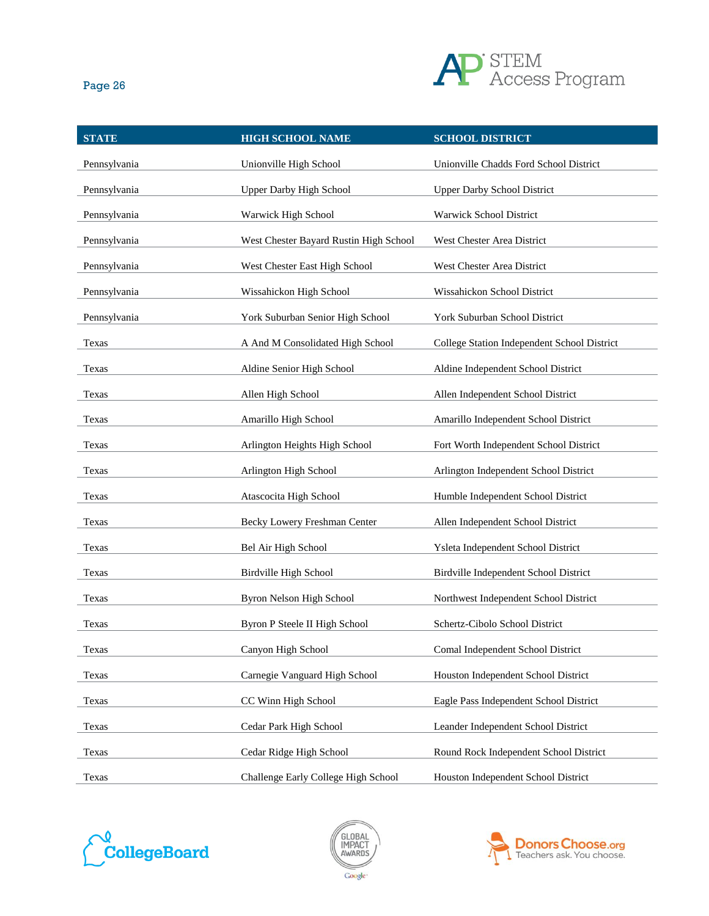| STATE | HIGH SCHOOL NAME | SCHOOL DISTRICT |
|---|---|---|
| Pennsylvania | Unionville High School | Unionville Chadds Ford School District |
| Pennsylvania | Upper Darby High School | Upper Darby School District |
| Pennsylvania | Warwick High School | Warwick School District |
| Pennsylvania | West Chester Bayard Rustin High School | West Chester Area District |
| Pennsylvania | West Chester East High School | West Chester Area District |
| Pennsylvania | Wissahickon High School | Wissahickon School District |
| Pennsylvania | York Suburban Senior High School | York Suburban School District |
| Texas | A And M Consolidated High School | College Station Independent School District |
| Texas | Aldine Senior High School | Aldine Independent School District |
| Texas | Allen High School | Allen Independent School District |
| Texas | Amarillo High School | Amarillo Independent School District |
| Texas | Arlington Heights High School | Fort Worth Independent School District |
| Texas | Arlington High School | Arlington Independent School District |
| Texas | Atascocita High School | Humble Independent School District |
| Texas | Becky Lowery Freshman Center | Allen Independent School District |
| Texas | Bel Air High School | Ysleta Independent School District |
| Texas | Birdville High School | Birdville Independent School District |
| Texas | Byron Nelson High School | Northwest Independent School District |
| Texas | Byron P Steele II High School | Schertz-Cibolo School District |
| Texas | Canyon High School | Comal Independent School District |
| Texas | Carnegie Vanguard High School | Houston Independent School District |
| Texas | CC Winn High School | Eagle Pass Independent School District |
| Texas | Cedar Park High School | Leander Independent School District |
| Texas | Cedar Ridge High School | Round Rock Independent School District |
| Texas | Challenge Early College High School | Houston Independent School District |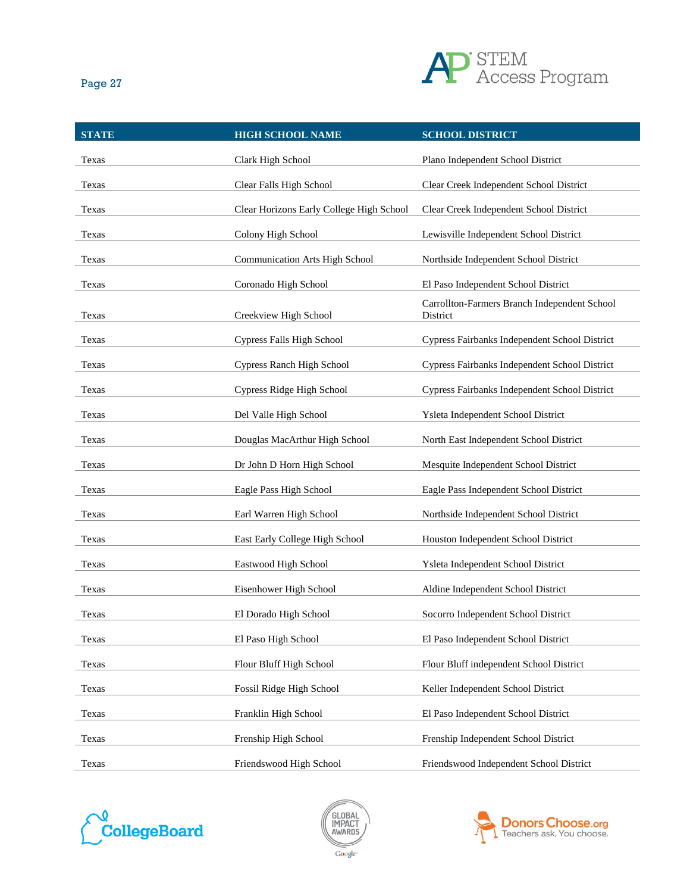| STATE | HIGH SCHOOL NAME | SCHOOL DISTRICT |
|---|---|---|
| Texas | Clark High School | Plano Independent School District |
| Texas | Clear Falls High School | Clear Creek Independent School District |
| Texas | Clear Horizons Early College High School | Clear Creek Independent School District |
| Texas | Colony High School | Lewisville Independent School District |
| Texas | Communication Arts High School | Northside Independent School District |
| Texas | Coronado High School | El Paso Independent School District |
| Texas | Creekview High School | Carrollton-Farmers Branch Independent School District |
| Texas | Cypress Falls High School | Cypress Fairbanks Independent School District |
| Texas | Cypress Ranch High School | Cypress Fairbanks Independent School District |
| Texas | Cypress Ridge High School | Cypress Fairbanks Independent School District |
| Texas | Del Valle High School | Ysleta Independent School District |
| Texas | Douglas MacArthur High School | North East Independent School District |
| Texas | Dr John D Horn High School | Mesquite Independent School District |
| Texas | Eagle Pass High School | Eagle Pass Independent School District |
| Texas | Earl Warren High School | Northside Independent School District |
| Texas | East Early College High School | Houston Independent School District |
| Texas | Eastwood High School | Ysleta Independent School District |
| Texas | Eisenhower High School | Aldine Independent School District |
| Texas | El Dorado High School | Socorro Independent School District |
| Texas | El Paso High School | El Paso Independent School District |
| Texas | Flour Bluff High School | Flour Bluff independent School District |
| Texas | Fossil Ridge High School | Keller Independent School District |
| Texas | Franklin High School | El Paso Independent School District |
| Texas | Frenship High School | Frenship Independent School District |
| Texas | Friendswood High School | Friendswood Independent School District |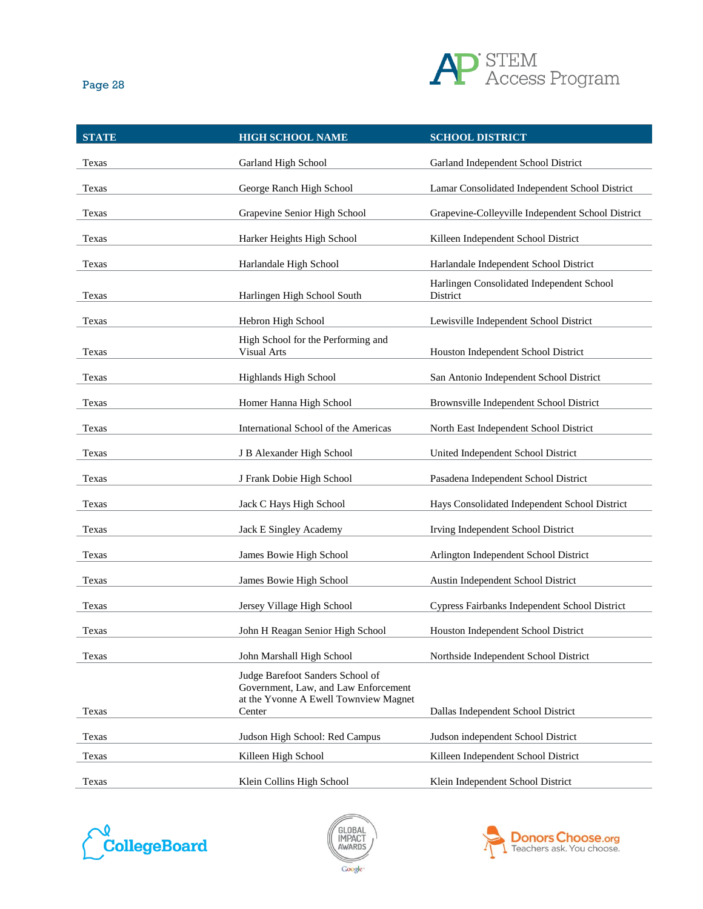| STATE | HIGH SCHOOL NAME | SCHOOL DISTRICT |
|---|---|---|
| Texas | Garland High School | Garland Independent School District |
| Texas | George Ranch High School | Lamar Consolidated Independent School District |
| Texas | Grapevine Senior High School | Grapevine-Colleyville Independent School District |
| Texas | Harker Heights High School | Killeen Independent School District |
| Texas | Harlandale High School | Harlandale Independent School District |
| Texas | Harlingen High School South | Harlingen Consolidated Independent School District |
| Texas | Hebron High School | Lewisville Independent School District |
| Texas | High School for the Performing and Visual Arts | Houston Independent School District |
| Texas | Highlands High School | San Antonio Independent School District |
| Texas | Homer Hanna High School | Brownsville Independent School District |
| Texas | International School of the Americas | North East Independent School District |
| Texas | J B Alexander High School | United Independent School District |
| Texas | J Frank Dobie High School | Pasadena Independent School District |
| Texas | Jack C Hays High School | Hays Consolidated Independent School District |
| Texas | Jack E Singley Academy | Irving Independent School District |
| Texas | James Bowie High School | Arlington Independent School District |
| Texas | James Bowie High School | Austin Independent School District |
| Texas | Jersey Village High School | Cypress Fairbanks Independent School District |
| Texas | John H Reagan Senior High School | Houston Independent School District |
| Texas | John Marshall High School | Northside Independent School District |
| Texas | Judge Barefoot Sanders School of Government, Law, and Law Enforcement at the Yvonne A Ewell Townview Magnet Center | Dallas Independent School District |
| Texas | Judson High School: Red Campus | Judson independent School District |
| Texas | Killeen High School | Killeen Independent School District |
| Texas | Klein Collins High School | Klein Independent School District |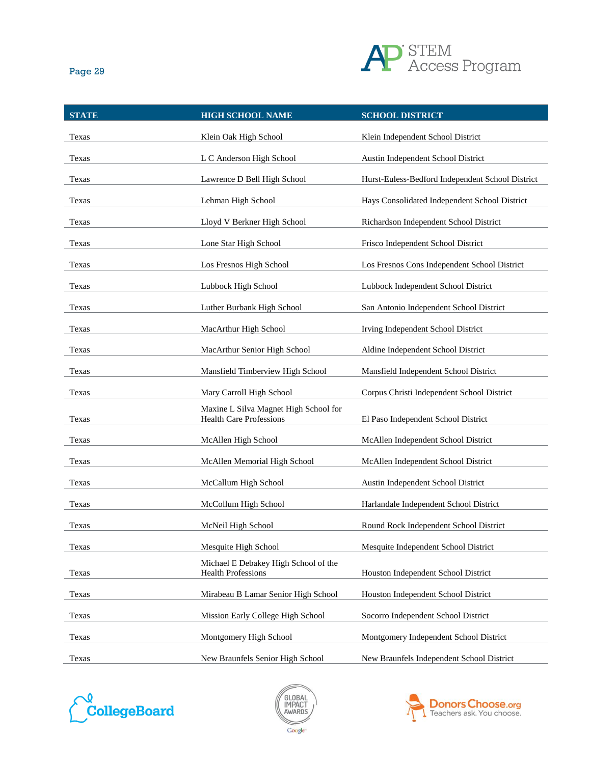| STATE | HIGH SCHOOL NAME | SCHOOL DISTRICT |
|---|---|---|
| Texas | Klein Oak High School | Klein Independent School District |
| Texas | L C Anderson High School | Austin Independent School District |
| Texas | Lawrence D Bell High School | Hurst-Euless-Bedford Independent School District |
| Texas | Lehman High School | Hays Consolidated Independent School District |
| Texas | Lloyd V Berkner High School | Richardson Independent School District |
| Texas | Lone Star High School | Frisco Independent School District |
| Texas | Los Fresnos High School | Los Fresnos Cons Independent School District |
| Texas | Lubbock High School | Lubbock Independent School District |
| Texas | Luther Burbank High School | San Antonio Independent School District |
| Texas | MacArthur High School | Irving Independent School District |
| Texas | MacArthur Senior High School | Aldine Independent School District |
| Texas | Mansfield Timberview High School | Mansfield Independent School District |
| Texas | Mary Carroll High School | Corpus Christi Independent School District |
| Texas | Maxine L Silva Magnet High School for Health Care Professions | El Paso Independent School District |
| Texas | McAllen High School | McAllen Independent School District |
| Texas | McAllen Memorial High School | McAllen Independent School District |
| Texas | McCallum High School | Austin Independent School District |
| Texas | McCollum High School | Harlandale Independent School District |
| Texas | McNeil High School | Round Rock Independent School District |
| Texas | Mesquite High School | Mesquite Independent School District |
| Texas | Michael E Debakey High School of the Health Professions | Houston Independent School District |
| Texas | Mirabeau B Lamar Senior High School | Houston Independent School District |
| Texas | Mission Early College High School | Socorro Independent School District |
| Texas | Montgomery High School | Montgomery Independent School District |
| Texas | New Braunfels Senior High School | New Braunfels Independent School District |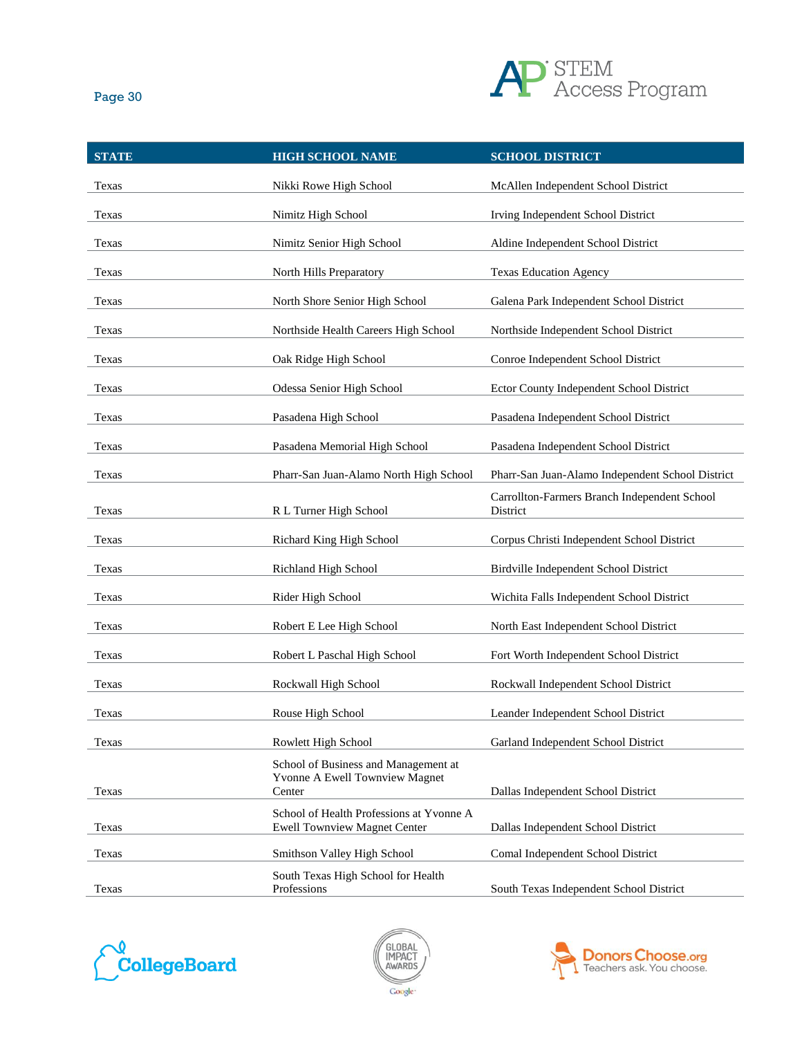| STATE | HIGH SCHOOL NAME | SCHOOL DISTRICT |
|---|---|---|
| Texas | Nikki Rowe High School | McAllen Independent School District |
| Texas | Nimitz High School | Irving Independent School District |
| Texas | Nimitz Senior High School | Aldine Independent School District |
| Texas | North Hills Preparatory | Texas Education Agency |
| Texas | North Shore Senior High School | Galena Park Independent School District |
| Texas | Northside Health Careers High School | Northside Independent School District |
| Texas | Oak Ridge High School | Conroe Independent School District |
| Texas | Odessa Senior High School | Ector County Independent School District |
| Texas | Pasadena High School | Pasadena Independent School District |
| Texas | Pasadena Memorial High School | Pasadena Independent School District |
| Texas | Pharr-San Juan-Alamo North High School | Pharr-San Juan-Alamo Independent School District |
| Texas | R L Turner High School | Carrollton-Farmers Branch Independent School District |
| Texas | Richard King High School | Corpus Christi Independent School District |
| Texas | Richland High School | Birdville Independent School District |
| Texas | Rider High School | Wichita Falls Independent School District |
| Texas | Robert E Lee High School | North East Independent School District |
| Texas | Robert L Paschal High School | Fort Worth Independent School District |
| Texas | Rockwall High School | Rockwall Independent School District |
| Texas | Rouse High School | Leander Independent School District |
| Texas | Rowlett High School | Garland Independent School District |
| Texas | School of Business and Management at Yvonne A Ewell Townview Magnet Center | Dallas Independent School District |
| Texas | School of Health Professions at Yvonne A Ewell Townview Magnet Center | Dallas Independent School District |
| Texas | Smithson Valley High School | Comal Independent School District |
| Texas | South Texas High School for Health Professions | South Texas Independent School District |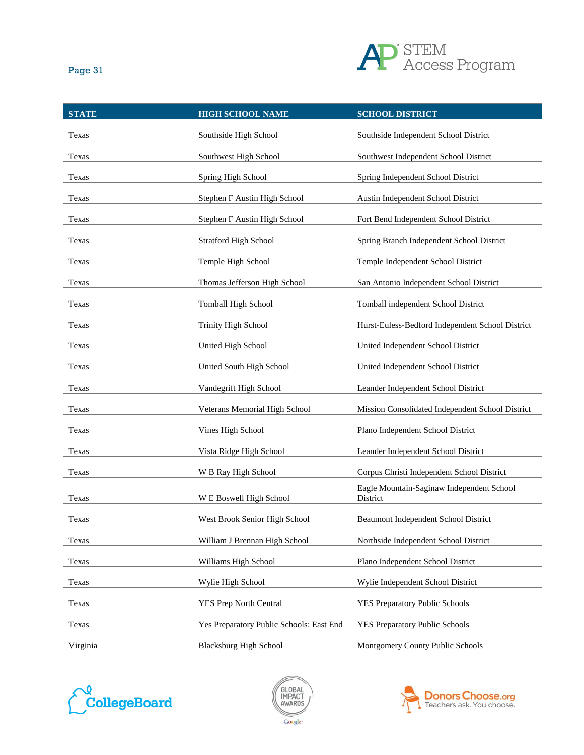| STATE | HIGH SCHOOL NAME | SCHOOL DISTRICT |
|---|---|---|
| Texas | Southside High School | Southside Independent School District |
| Texas | Southwest High School | Southwest Independent School District |
| Texas | Spring High School | Spring Independent School District |
| Texas | Stephen F Austin High School | Austin Independent School District |
| Texas | Stephen F Austin High School | Fort Bend Independent School District |
| Texas | Stratford High School | Spring Branch Independent School District |
| Texas | Temple High School | Temple Independent School District |
| Texas | Thomas Jefferson High School | San Antonio Independent School District |
| Texas | Tomball High School | Tomball independent School District |
| Texas | Trinity High School | Hurst-Euless-Bedford Independent School District |
| Texas | United High School | United Independent School District |
| Texas | United South High School | United Independent School District |
| Texas | Vandegrift High School | Leander Independent School District |
| Texas | Veterans Memorial High School | Mission Consolidated Independent School District |
| Texas | Vines High School | Plano Independent School District |
| Texas | Vista Ridge High School | Leander Independent School District |
| Texas | W B Ray High School | Corpus Christi Independent School District |
| Texas | W E Boswell High School | Eagle Mountain-Saginaw Independent School District |
| Texas | West Brook Senior High School | Beaumont Independent School District |
| Texas | William J Brennan High School | Northside Independent School District |
| Texas | Williams High School | Plano Independent School District |
| Texas | Wylie High School | Wylie Independent School District |
| Texas | YES Prep North Central | YES Preparatory Public Schools |
| Texas | Yes Preparatory Public Schools: East End | YES Preparatory Public Schools |
| Virginia | Blacksburg High School | Montgomery County Public Schools |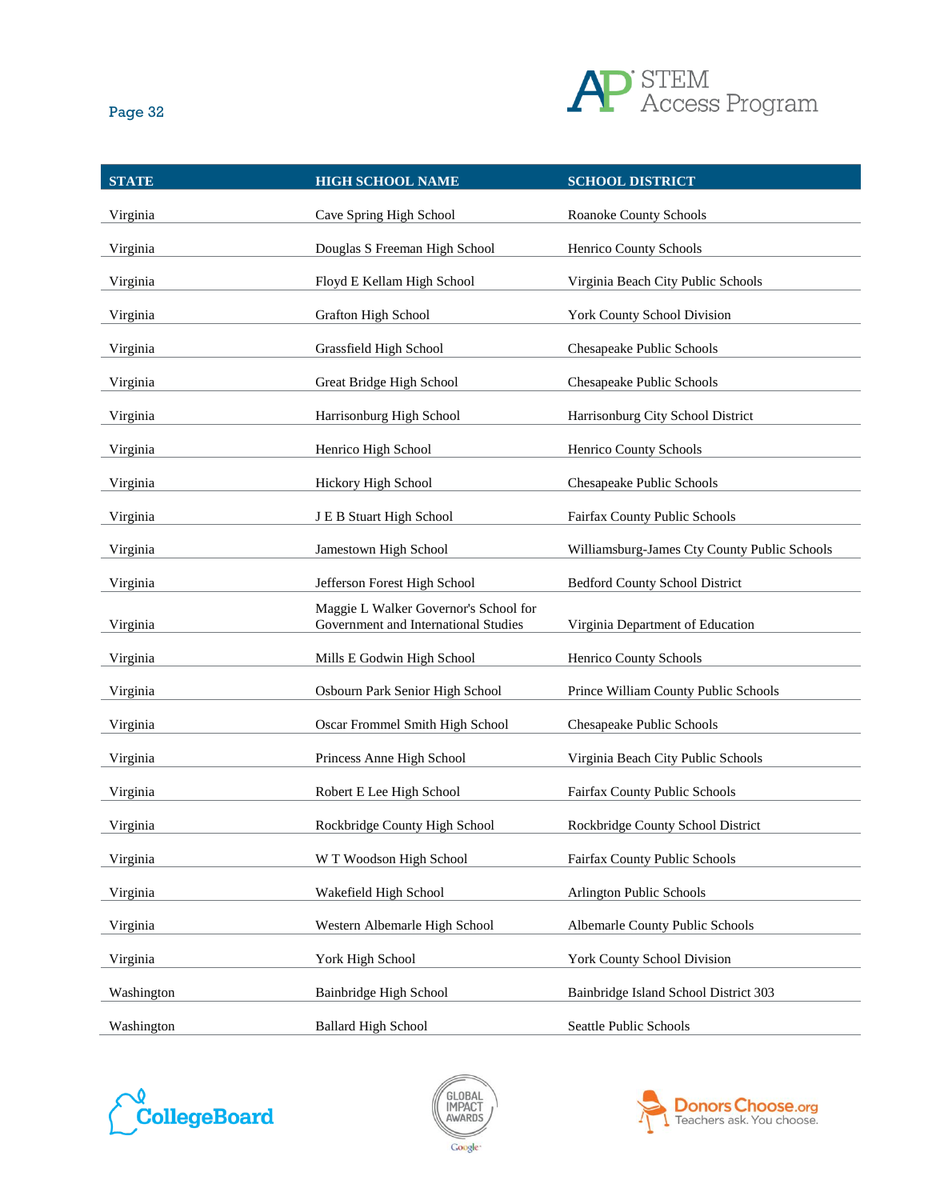| STATE | HIGH SCHOOL NAME | SCHOOL DISTRICT |
|---|---|---|
| Virginia | Cave Spring High School | Roanoke County Schools |
| Virginia | Douglas S Freeman High School | Henrico County Schools |
| Virginia | Floyd E Kellam High School | Virginia Beach City Public Schools |
| Virginia | Grafton High School | York County School Division |
| Virginia | Grassfield High School | Chesapeake Public Schools |
| Virginia | Great Bridge High School | Chesapeake Public Schools |
| Virginia | Harrisonburg High School | Harrisonburg City School District |
| Virginia | Henrico High School | Henrico County Schools |
| Virginia | Hickory High School | Chesapeake Public Schools |
| Virginia | J E B Stuart High School | Fairfax County Public Schools |
| Virginia | Jamestown High School | Williamsburg-James Cty County Public Schools |
| Virginia | Jefferson Forest High School | Bedford County School District |
| Virginia | Maggie L Walker Governor's School for Government and International Studies | Virginia Department of Education |
| Virginia | Mills E Godwin High School | Henrico County Schools |
| Virginia | Osbourn Park Senior High School | Prince William County Public Schools |
| Virginia | Oscar Frommel Smith High School | Chesapeake Public Schools |
| Virginia | Princess Anne High School | Virginia Beach City Public Schools |
| Virginia | Robert E Lee High School | Fairfax County Public Schools |
| Virginia | Rockbridge County High School | Rockbridge County School District |
| Virginia | W T Woodson High School | Fairfax County Public Schools |
| Virginia | Wakefield High School | Arlington Public Schools |
| Virginia | Western Albemarle High School | Albemarle County Public Schools |
| Virginia | York High School | York County School Division |
| Washington | Bainbridge High School | Bainbridge Island School District 303 |
| Washington | Ballard High School | Seattle Public Schools |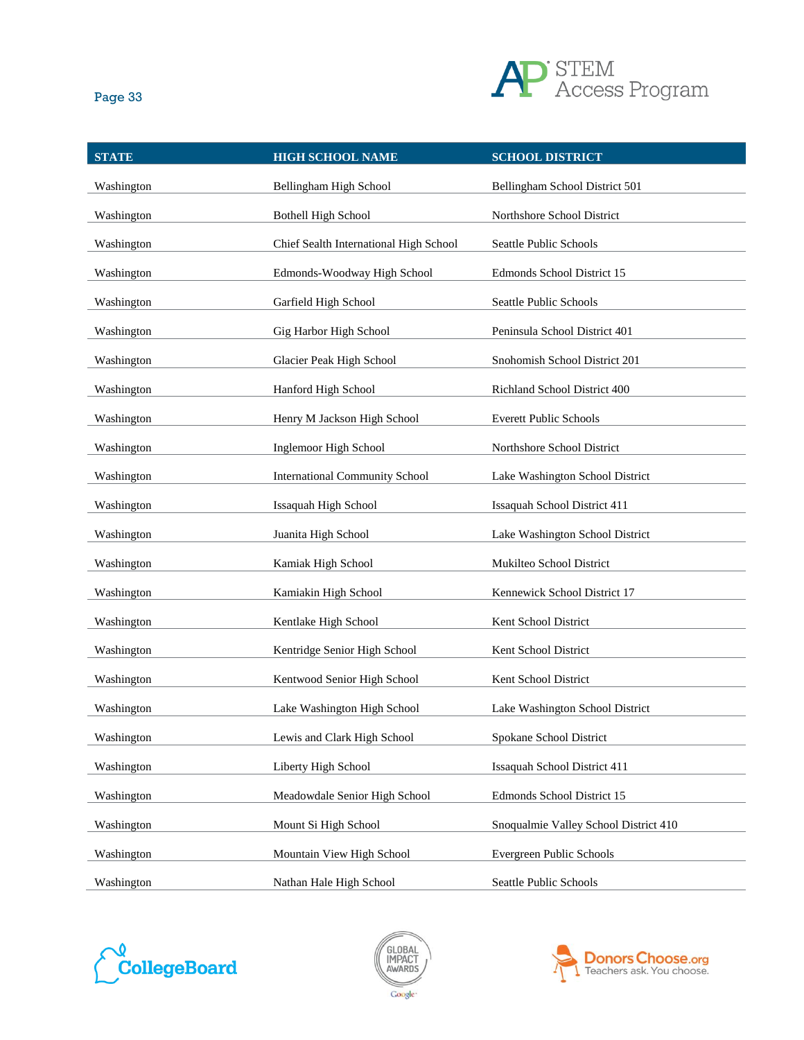| STATE | HIGH SCHOOL NAME | SCHOOL DISTRICT |
|---|---|---|
| Washington | Bellingham High School | Bellingham School District 501 |
| Washington | Bothell High School | Northshore School District |
| Washington | Chief Sealth International High School | Seattle Public Schools |
| Washington | Edmonds-Woodway High School | Edmonds School District 15 |
| Washington | Garfield High School | Seattle Public Schools |
| Washington | Gig Harbor High School | Peninsula School District 401 |
| Washington | Glacier Peak High School | Snohomish School District 201 |
| Washington | Hanford High School | Richland School District 400 |
| Washington | Henry M Jackson High School | Everett Public Schools |
| Washington | Inglemoor High School | Northshore School District |
| Washington | International Community School | Lake Washington School District |
| Washington | Issaquah High School | Issaquah School District 411 |
| Washington | Juanita High School | Lake Washington School District |
| Washington | Kamiak High School | Mukilteo School District |
| Washington | Kamiakin High School | Kennewick School District 17 |
| Washington | Kentlake High School | Kent School District |
| Washington | Kentridge Senior High School | Kent School District |
| Washington | Kentwood Senior High School | Kent School District |
| Washington | Lake Washington High School | Lake Washington School District |
| Washington | Lewis and Clark High School | Spokane School District |
| Washington | Liberty High School | Issaquah School District 411 |
| Washington | Meadowdale Senior High School | Edmonds School District 15 |
| Washington | Mount Si High School | Snoqualmie Valley School District 410 |
| Washington | Mountain View High School | Evergreen Public Schools |
| Washington | Nathan Hale High School | Seattle Public Schools |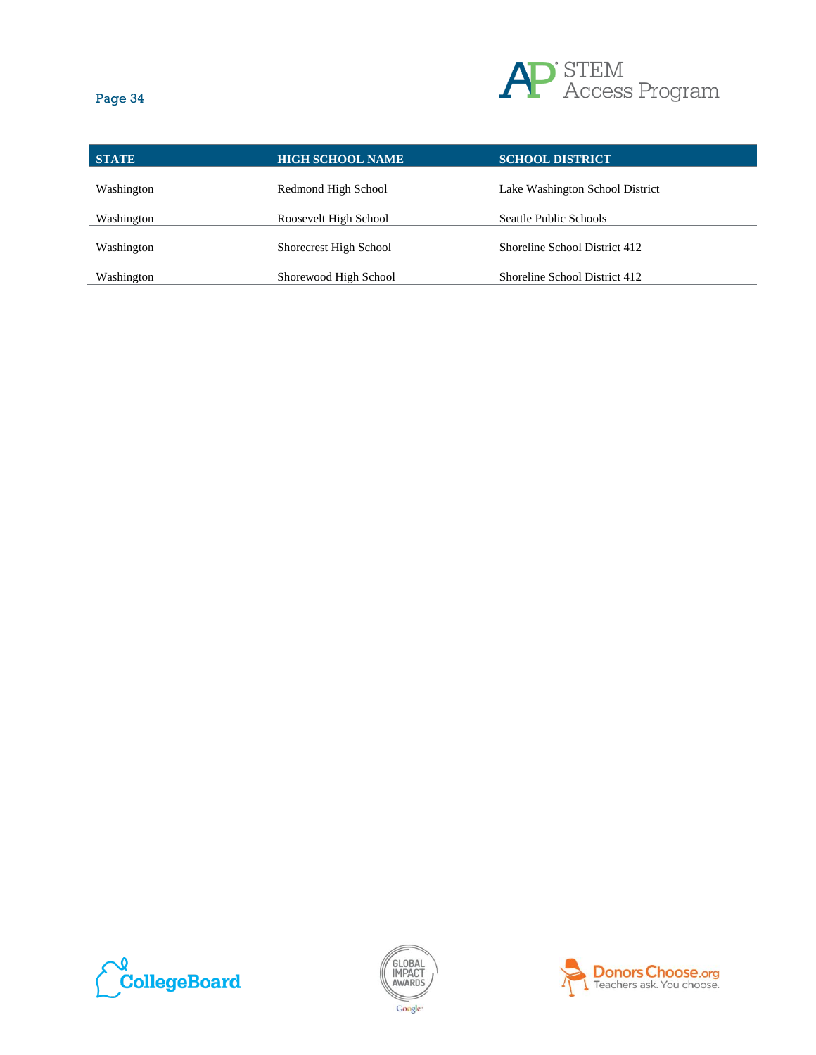| STATE | HIGH SCHOOL NAME | SCHOOL DISTRICT |
|---|---|---|
| Washington | Redmond High School | Lake Washington School District |
| Washington | Roosevelt High School | Seattle Public Schools |
| Washington | Shorecrest High School | Shoreline School District 412 |
| Washington | Shorewood High School | Shoreline School District 412 |